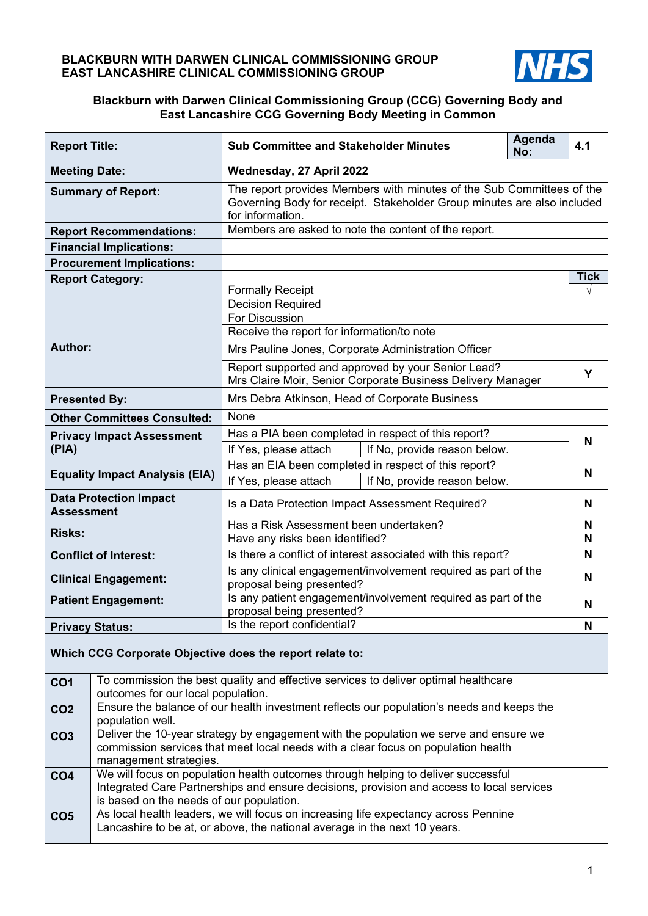**BLACKBURN WITH DARWEN CLINICAL COMMISSIONING GROUP**
**EAST LANCASHIRE CLINICAL COMMISSIONING GROUP**

NHS

## Blackburn with Darwen Clinical Commissioning Group (CCG) Governing Body and East Lancashire CCG Governing Body Meeting in Common

| | | | |
|---|---|---|---|
| **Report Title:** | **Sub Committee and Stakeholder Minutes** | **Agenda No:** | **4.1** |
| **Meeting Date:** | **Wednesday, 27 April 2022** | | |
| **Summary of Report:** | The report provides Members with minutes of the Sub Committees of the Governing Body for receipt. Stakeholder Group minutes are also included for information. | | |
| **Report Recommendations:** | Members are asked to note the content of the report. | | |
| **Financial Implications:** | | | |
| **Procurement Implications:** | | | |
| **Report Category:** | | | **Tick** |
| | Formally Receipt | | √ |
| | Decision Required | | |
| | For Discussion | | |
| | Receive the report for information/to note | | |
| **Author:** | Mrs Pauline Jones, Corporate Administration Officer | | |
| | Report supported and approved by your Senior Lead? Mrs Claire Moir, Senior Corporate Business Delivery Manager | | **Y** |
| **Presented By:** | Mrs Debra Atkinson, Head of Corporate Business | | |
| **Other Committees Consulted:** | None | | |
| **Privacy Impact Assessment (PIA)** | Has a PIA been completed in respect of this report? | | **N** |
| | If Yes, please attach | If No, provide reason below. | |
| **Equality Impact Analysis (EIA)** | Has an EIA been completed in respect of this report? | | **N** |
| | If Yes, please attach | If No, provide reason below. | |
| **Data Protection Impact Assessment** | Is a Data Protection Impact Assessment Required? | | **N** |
| **Risks:** | Has a Risk Assessment been undertaken? | | **N** |
| | Have any risks been identified? | | **N** |
| **Conflict of Interest:** | Is there a conflict of interest associated with this report? | | **N** |
| **Clinical Engagement:** | Is any clinical engagement/involvement required as part of the proposal being presented? | | **N** |
| **Patient Engagement:** | Is any patient engagement/involvement required as part of the proposal being presented? | | **N** |
| **Privacy Status:** | Is the report confidential? | | **N** |

**Which CCG Corporate Objective does the report relate to:**

| | | |
|---|---|---|
| **CO1** | To commission the best quality and effective services to deliver optimal healthcare outcomes for our local population. | |
| **CO2** | Ensure the balance of our health investment reflects our population's needs and keeps the population well. | |
| **CO3** | Deliver the 10-year strategy by engagement with the population we serve and ensure we commission services that meet local needs with a clear focus on population health management strategies. | |
| **CO4** | We will focus on population health outcomes through helping to deliver successful Integrated Care Partnerships and ensure decisions, provision and access to local services is based on the needs of our population. | |
| **CO5** | As local health leaders, we will focus on increasing life expectancy across Pennine Lancashire to be at, or above, the national average in the next 10 years. | |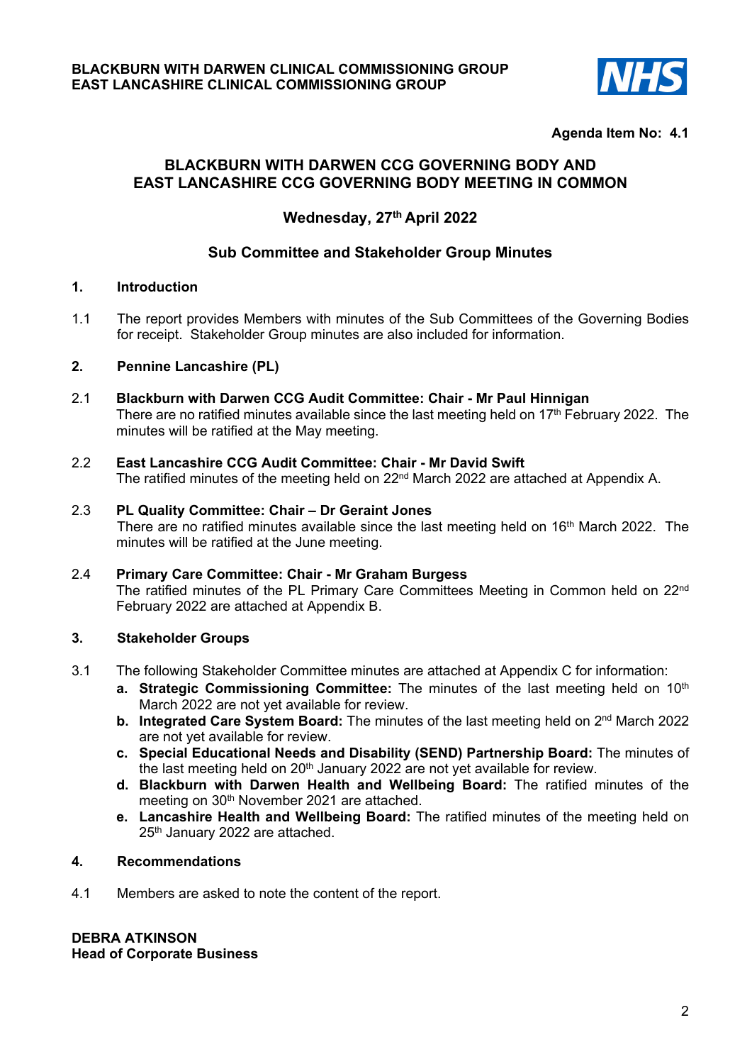**BLACKBURN WITH DARWEN CLINICAL COMMISSIONING GROUP**
**EAST LANCASHIRE CLINICAL COMMISSIONING GROUP**

**Agenda Item No: 4.1**

# BLACKBURN WITH DARWEN CCG GOVERNING BODY AND EAST LANCASHIRE CCG GOVERNING BODY MEETING IN COMMON

## Wednesday, 27th April 2022

## Sub Committee and Stakeholder Group Minutes

### 1. Introduction

1.1 The report provides Members with minutes of the Sub Committees of the Governing Bodies for receipt. Stakeholder Group minutes are also included for information.

### 2. Pennine Lancashire (PL)

2.1 **Blackburn with Darwen CCG Audit Committee: Chair - Mr Paul Hinnigan**
There are no ratified minutes available since the last meeting held on 17th February 2022. The minutes will be ratified at the May meeting.

2.2 **East Lancashire CCG Audit Committee: Chair - Mr David Swift**
The ratified minutes of the meeting held on 22nd March 2022 are attached at Appendix A.

2.3 **PL Quality Committee: Chair – Dr Geraint Jones**
There are no ratified minutes available since the last meeting held on 16th March 2022. The minutes will be ratified at the June meeting.

2.4 **Primary Care Committee: Chair - Mr Graham Burgess**
The ratified minutes of the PL Primary Care Committees Meeting in Common held on 22nd February 2022 are attached at Appendix B.

### 3. Stakeholder Groups

3.1 The following Stakeholder Committee minutes are attached at Appendix C for information:

- **a. Strategic Commissioning Committee:** The minutes of the last meeting held on 10th March 2022 are not yet available for review.
- **b. Integrated Care System Board:** The minutes of the last meeting held on 2nd March 2022 are not yet available for review.
- **c. Special Educational Needs and Disability (SEND) Partnership Board:** The minutes of the last meeting held on 20th January 2022 are not yet available for review.
- **d. Blackburn with Darwen Health and Wellbeing Board:** The ratified minutes of the meeting on 30th November 2021 are attached.
- **e. Lancashire Health and Wellbeing Board:** The ratified minutes of the meeting held on 25th January 2022 are attached.

### 4. Recommendations

4.1 Members are asked to note the content of the report.

**DEBRA ATKINSON**
**Head of Corporate Business**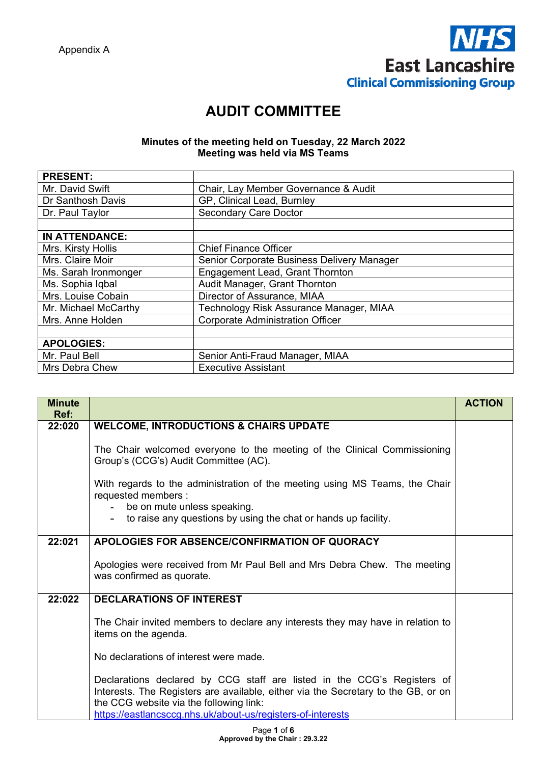Appendix A

NHS East Lancashire Clinical Commissioning Group

# AUDIT COMMITTEE

**Minutes of the meeting held on Tuesday, 22 March 2022**
**Meeting was held via MS Teams**

| **PRESENT:** | |
|---|---|
| Mr. David Swift | Chair, Lay Member Governance & Audit |
| Dr Santhosh Davis | GP, Clinical Lead, Burnley |
| Dr. Paul Taylor | Secondary Care Doctor |
| | |
| **IN ATTENDANCE:** | |
| Mrs. Kirsty Hollis | Chief Finance Officer |
| Mrs. Claire Moir | Senior Corporate Business Delivery Manager |
| Ms. Sarah Ironmonger | Engagement Lead, Grant Thornton |
| Ms. Sophia Iqbal | Audit Manager, Grant Thornton |
| Mrs. Louise Cobain | Director of Assurance, MIAA |
| Mr. Michael McCarthy | Technology Risk Assurance Manager, MIAA |
| Mrs. Anne Holden | Corporate Administration Officer |
| | |
| **APOLOGIES:** | |
| Mr. Paul Bell | Senior Anti-Fraud Manager, MIAA |
| Mrs Debra Chew | Executive Assistant |

| **Minute Ref:** | | **ACTION** |
|---|---|---|
| **22:020** | **WELCOME, INTRODUCTIONS & CHAIRS UPDATE**<br><br>The Chair welcomed everyone to the meeting of the Clinical Commissioning Group's (CCG's) Audit Committee (AC).<br><br>With regards to the administration of the meeting using MS Teams, the Chair requested members :<br>- be on mute unless speaking.<br>- to raise any questions by using the chat or hands up facility. | |
| **22:021** | **APOLOGIES FOR ABSENCE/CONFIRMATION OF QUORACY**<br><br>Apologies were received from Mr Paul Bell and Mrs Debra Chew. The meeting was confirmed as quorate. | |
| **22:022** | **DECLARATIONS OF INTEREST**<br><br>The Chair invited members to declare any interests they may have in relation to items on the agenda.<br><br>No declarations of interest were made.<br><br>Declarations declared by CCG staff are listed in the CCG's Registers of Interests. The Registers are available, either via the Secretary to the GB, or on the CCG website via the following link:<br>https://eastlancsccg.nhs.uk/about-us/registers-of-interests | |

Approved by the Chair : 29.3.22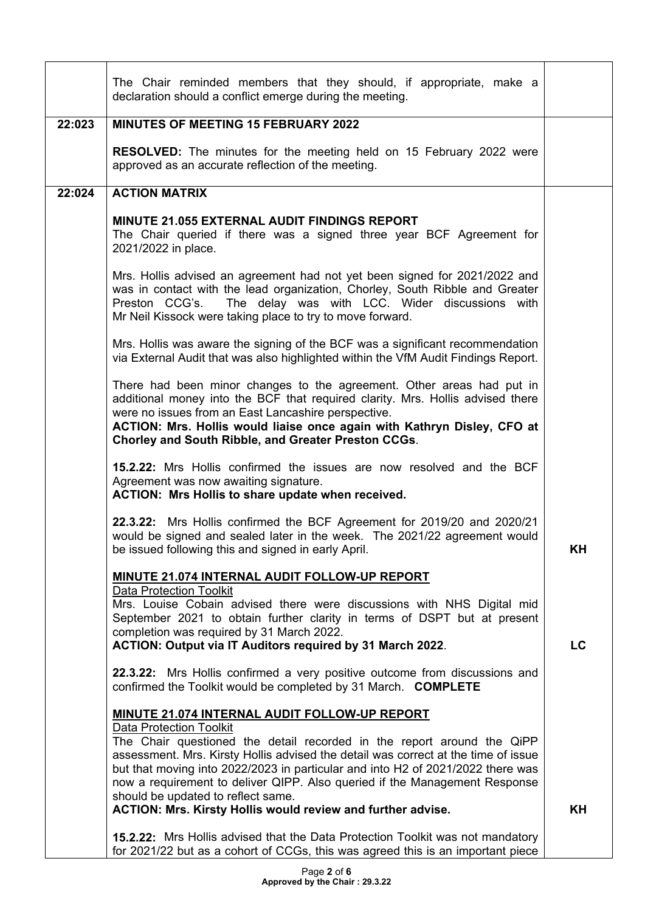| | | |
|---|---|---|
| | The Chair reminded members that they should, if appropriate, make a declaration should a conflict emerge during the meeting. | |
| **22:023** | **MINUTES OF MEETING 15 FEBRUARY 2022**<br><br>**RESOLVED:** The minutes for the meeting held on 15 February 2022 were approved as an accurate reflection of the meeting. | |
| **22:024** | **ACTION MATRIX**<br><br>**MINUTE 21.055 EXTERNAL AUDIT FINDINGS REPORT**<br>The Chair queried if there was a signed three year BCF Agreement for 2021/2022 in place.<br><br>Mrs. Hollis advised an agreement had not yet been signed for 2021/2022 and was in contact with the lead organization, Chorley, South Ribble and Greater Preston CCG's. The delay was with LCC. Wider discussions with Mr Neil Kissock were taking place to try to move forward.<br><br>Mrs. Hollis was aware the signing of the BCF was a significant recommendation via External Audit that was also highlighted within the VfM Audit Findings Report.<br><br>There had been minor changes to the agreement. Other areas had put in additional money into the BCF that required clarity. Mrs. Hollis advised there were no issues from an East Lancashire perspective.<br>**ACTION: Mrs. Hollis would liaise once again with Kathryn Disley, CFO at Chorley and South Ribble, and Greater Preston CCGs**.<br><br>**15.2.22:** Mrs Hollis confirmed the issues are now resolved and the BCF Agreement was now awaiting signature.<br>**ACTION: Mrs Hollis to share update when received.**<br><br>**22.3.22:** Mrs Hollis confirmed the BCF Agreement for 2019/20 and 2020/21 would be signed and sealed later in the week. The 2021/22 agreement would be issued following this and signed in early April. | **KH** |
| | **MINUTE 21.074 INTERNAL AUDIT FOLLOW-UP REPORT**<br>Data Protection Toolkit<br>Mrs. Louise Cobain advised there were discussions with NHS Digital mid September 2021 to obtain further clarity in terms of DSPT but at present completion was required by 31 March 2022.<br>**ACTION: Output via IT Auditors required by 31 March 2022**. | **LC** |
| | **22.3.22:** Mrs Hollis confirmed a very positive outcome from discussions and confirmed the Toolkit would be completed by 31 March. **COMPLETE** | |
| | **MINUTE 21.074 INTERNAL AUDIT FOLLOW-UP REPORT**<br>Data Protection Toolkit<br>The Chair questioned the detail recorded in the report around the QiPP assessment. Mrs. Kirsty Hollis advised the detail was correct at the time of issue but that moving into 2022/2023 in particular and into H2 of 2021/2022 there was now a requirement to deliver QIPP. Also queried if the Management Response should be updated to reflect same.<br>**ACTION: Mrs. Kirsty Hollis would review and further advise.** | **KH** |
| | **15.2.22:** Mrs Hollis advised that the Data Protection Toolkit was not mandatory for 2021/22 but as a cohort of CCGs, this was agreed this is an important piece | |

**Approved by the Chair : 29.3.22**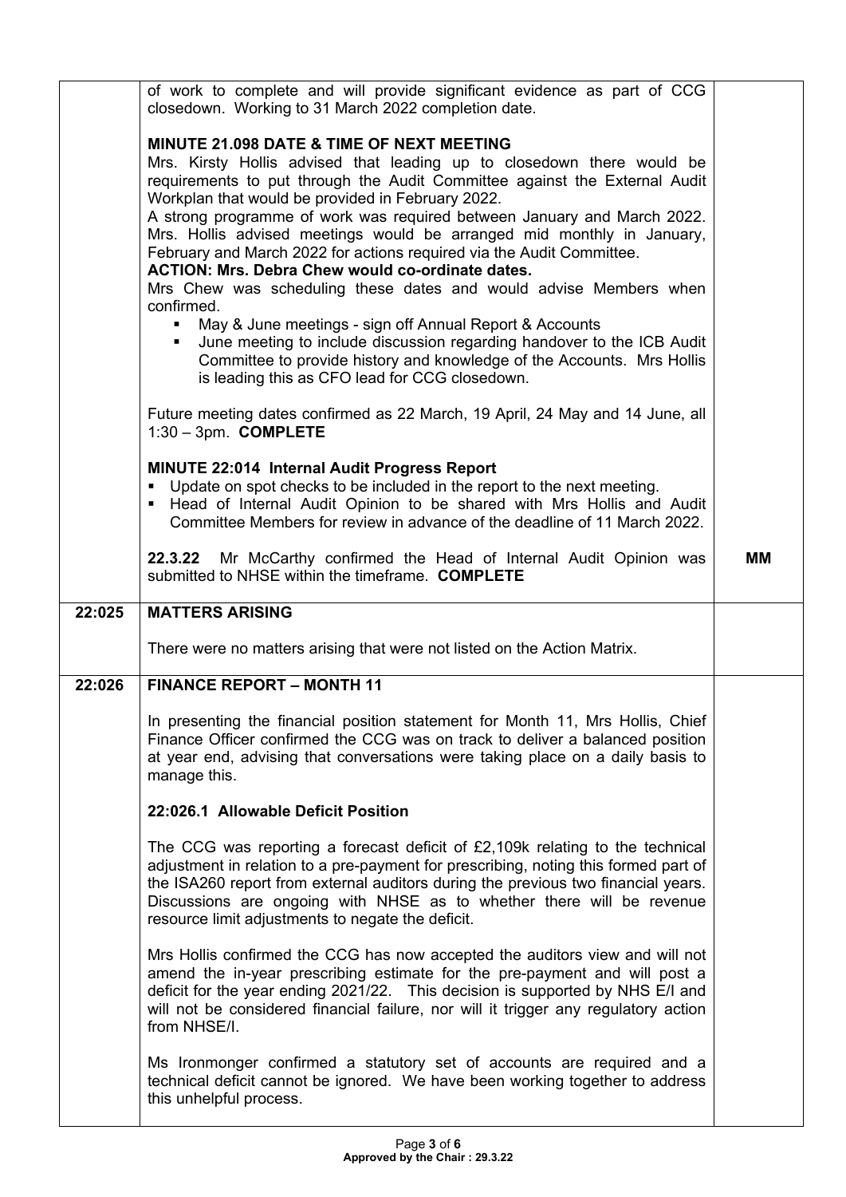| | | |
|---|---|---|
| | of work to complete and will provide significant evidence as part of CCG closedown. Working to 31 March 2022 completion date.<br><br>**MINUTE 21.098 DATE & TIME OF NEXT MEETING**<br>Mrs. Kirsty Hollis advised that leading up to closedown there would be requirements to put through the Audit Committee against the External Audit Workplan that would be provided in February 2022.<br>A strong programme of work was required between January and March 2022. Mrs. Hollis advised meetings would be arranged mid monthly in January, February and March 2022 for actions required via the Audit Committee.<br>**ACTION: Mrs. Debra Chew would co-ordinate dates.**<br>Mrs Chew was scheduling these dates and would advise Members when confirmed.<br>▪ May & June meetings - sign off Annual Report & Accounts<br>▪ June meeting to include discussion regarding handover to the ICB Audit Committee to provide history and knowledge of the Accounts. Mrs Hollis is leading this as CFO lead for CCG closedown.<br><br>Future meeting dates confirmed as 22 March, 19 April, 24 May and 14 June, all 1:30 – 3pm. **COMPLETE**<br><br>**MINUTE 22:014 Internal Audit Progress Report**<br>▪ Update on spot checks to be included in the report to the next meeting.<br>▪ Head of Internal Audit Opinion to be shared with Mrs Hollis and Audit Committee Members for review in advance of the deadline of 11 March 2022.<br><br>**22.3.22** Mr McCarthy confirmed the Head of Internal Audit Opinion was submitted to NHSE within the timeframe. **COMPLETE** | <br><br><br><br><br><br><br><br><br><br><br><br><br><br><br><br><br><br><br><br><br><br><br><br>**MM** |
| **22:025** | **MATTERS ARISING**<br><br>There were no matters arising that were not listed on the Action Matrix. | |
| **22:026** | **FINANCE REPORT – MONTH 11**<br><br>In presenting the financial position statement for Month 11, Mrs Hollis, Chief Finance Officer confirmed the CCG was on track to deliver a balanced position at year end, advising that conversations were taking place on a daily basis to manage this.<br><br>**22:026.1 Allowable Deficit Position**<br><br>The CCG was reporting a forecast deficit of £2,109k relating to the technical adjustment in relation to a pre-payment for prescribing, noting this formed part of the ISA260 report from external auditors during the previous two financial years. Discussions are ongoing with NHSE as to whether there will be revenue resource limit adjustments to negate the deficit.<br><br>Mrs Hollis confirmed the CCG has now accepted the auditors view and will not amend the in-year prescribing estimate for the pre-payment and will post a deficit for the year ending 2021/22. This decision is supported by NHS E/I and will not be considered financial failure, nor will it trigger any regulatory action from NHSE/I.<br><br>Ms Ironmonger confirmed a statutory set of accounts are required and a technical deficit cannot be ignored. We have been working together to address this unhelpful process. | |

**Approved by the Chair : 29.3.22**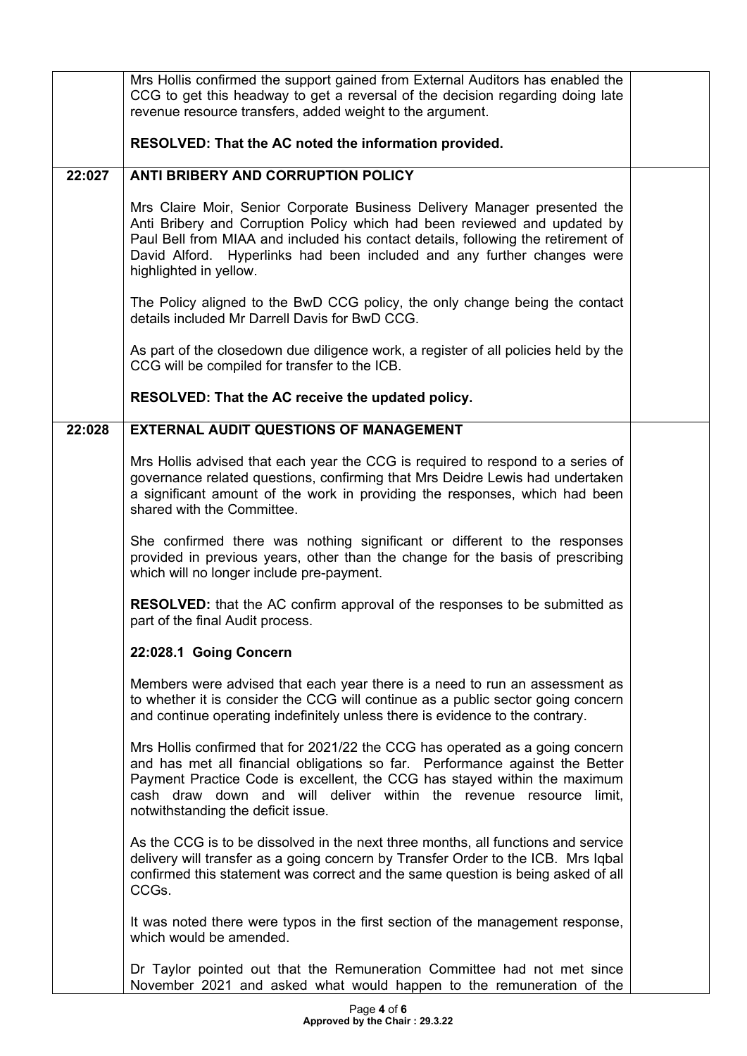| | | |
|---|---|---|
| | Mrs Hollis confirmed the support gained from External Auditors has enabled the CCG to get this headway to get a reversal of the decision regarding doing late revenue resource transfers, added weight to the argument.<br><br>**RESOLVED: That the AC noted the information provided.** | |
| **22:027** | **ANTI BRIBERY AND CORRUPTION POLICY**<br><br>Mrs Claire Moir, Senior Corporate Business Delivery Manager presented the Anti Bribery and Corruption Policy which had been reviewed and updated by Paul Bell from MIAA and included his contact details, following the retirement of David Alford. Hyperlinks had been included and any further changes were highlighted in yellow.<br><br>The Policy aligned to the BwD CCG policy, the only change being the contact details included Mr Darrell Davis for BwD CCG.<br><br>As part of the closedown due diligence work, a register of all policies held by the CCG will be compiled for transfer to the ICB.<br><br>**RESOLVED: That the AC receive the updated policy.** | |
| **22:028** | **EXTERNAL AUDIT QUESTIONS OF MANAGEMENT**<br><br>Mrs Hollis advised that each year the CCG is required to respond to a series of governance related questions, confirming that Mrs Deidre Lewis had undertaken a significant amount of the work in providing the responses, which had been shared with the Committee.<br><br>She confirmed there was nothing significant or different to the responses provided in previous years, other than the change for the basis of prescribing which will no longer include pre-payment.<br><br>**RESOLVED:** that the AC confirm approval of the responses to be submitted as part of the final Audit process.<br><br>**22:028.1 Going Concern**<br><br>Members were advised that each year there is a need to run an assessment as to whether it is consider the CCG will continue as a public sector going concern and continue operating indefinitely unless there is evidence to the contrary.<br><br>Mrs Hollis confirmed that for 2021/22 the CCG has operated as a going concern and has met all financial obligations so far. Performance against the Better Payment Practice Code is excellent, the CCG has stayed within the maximum cash draw down and will deliver within the revenue resource limit, notwithstanding the deficit issue.<br><br>As the CCG is to be dissolved in the next three months, all functions and service delivery will transfer as a going concern by Transfer Order to the ICB. Mrs Iqbal confirmed this statement was correct and the same question is being asked of all CCGs.<br><br>It was noted there were typos in the first section of the management response, which would be amended.<br><br>Dr Taylor pointed out that the Remuneration Committee had not met since November 2021 and asked what would happen to the remuneration of the | |

**Approved by the Chair : 29.3.22**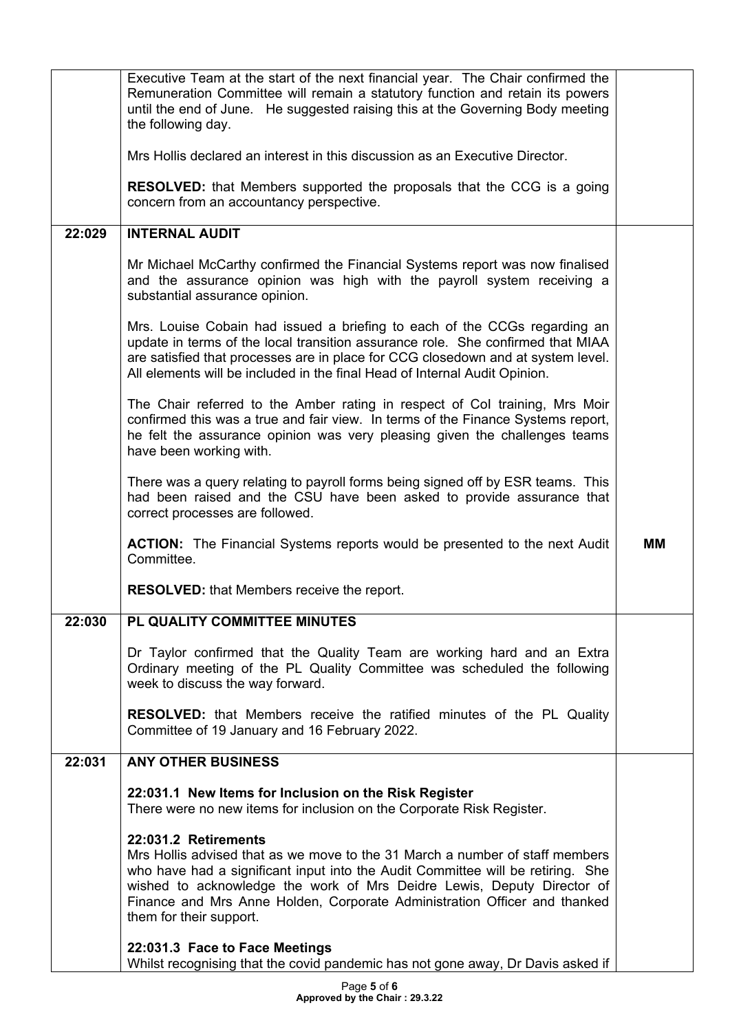| | | |
|---|---|---|
| | Executive Team at the start of the next financial year. The Chair confirmed the Remuneration Committee will remain a statutory function and retain its powers until the end of June. He suggested raising this at the Governing Body meeting the following day.<br><br>Mrs Hollis declared an interest in this discussion as an Executive Director.<br><br>**RESOLVED:** that Members supported the proposals that the CCG is a going concern from an accountancy perspective. | |
| **22:029** | **INTERNAL AUDIT**<br><br>Mr Michael McCarthy confirmed the Financial Systems report was now finalised and the assurance opinion was high with the payroll system receiving a substantial assurance opinion.<br><br>Mrs. Louise Cobain had issued a briefing to each of the CCGs regarding an update in terms of the local transition assurance role. She confirmed that MIAA are satisfied that processes are in place for CCG closedown and at system level. All elements will be included in the final Head of Internal Audit Opinion.<br><br>The Chair referred to the Amber rating in respect of CoI training, Mrs Moir confirmed this was a true and fair view. In terms of the Finance Systems report, he felt the assurance opinion was very pleasing given the challenges teams have been working with.<br><br>There was a query relating to payroll forms being signed off by ESR teams. This had been raised and the CSU have been asked to provide assurance that correct processes are followed.<br><br>**ACTION:** The Financial Systems reports would be presented to the next Audit Committee.<br><br>**RESOLVED:** that Members receive the report. | <br><br><br><br><br><br><br><br><br><br><br><br><br><br><br><br><br><br><br>**MM** |
| **22:030** | **PL QUALITY COMMITTEE MINUTES**<br><br>Dr Taylor confirmed that the Quality Team are working hard and an Extra Ordinary meeting of the PL Quality Committee was scheduled the following week to discuss the way forward.<br><br>**RESOLVED:** that Members receive the ratified minutes of the PL Quality Committee of 19 January and 16 February 2022. | |
| **22:031** | **ANY OTHER BUSINESS**<br><br>**22:031.1 New Items for Inclusion on the Risk Register**<br>There were no new items for inclusion on the Corporate Risk Register.<br><br>**22:031.2 Retirements**<br>Mrs Hollis advised that as we move to the 31 March a number of staff members who have had a significant input into the Audit Committee will be retiring. She wished to acknowledge the work of Mrs Deidre Lewis, Deputy Director of Finance and Mrs Anne Holden, Corporate Administration Officer and thanked them for their support.<br><br>**22:031.3 Face to Face Meetings**<br>Whilst recognising that the covid pandemic has not gone away, Dr Davis asked if | |

**Approved by the Chair : 29.3.22**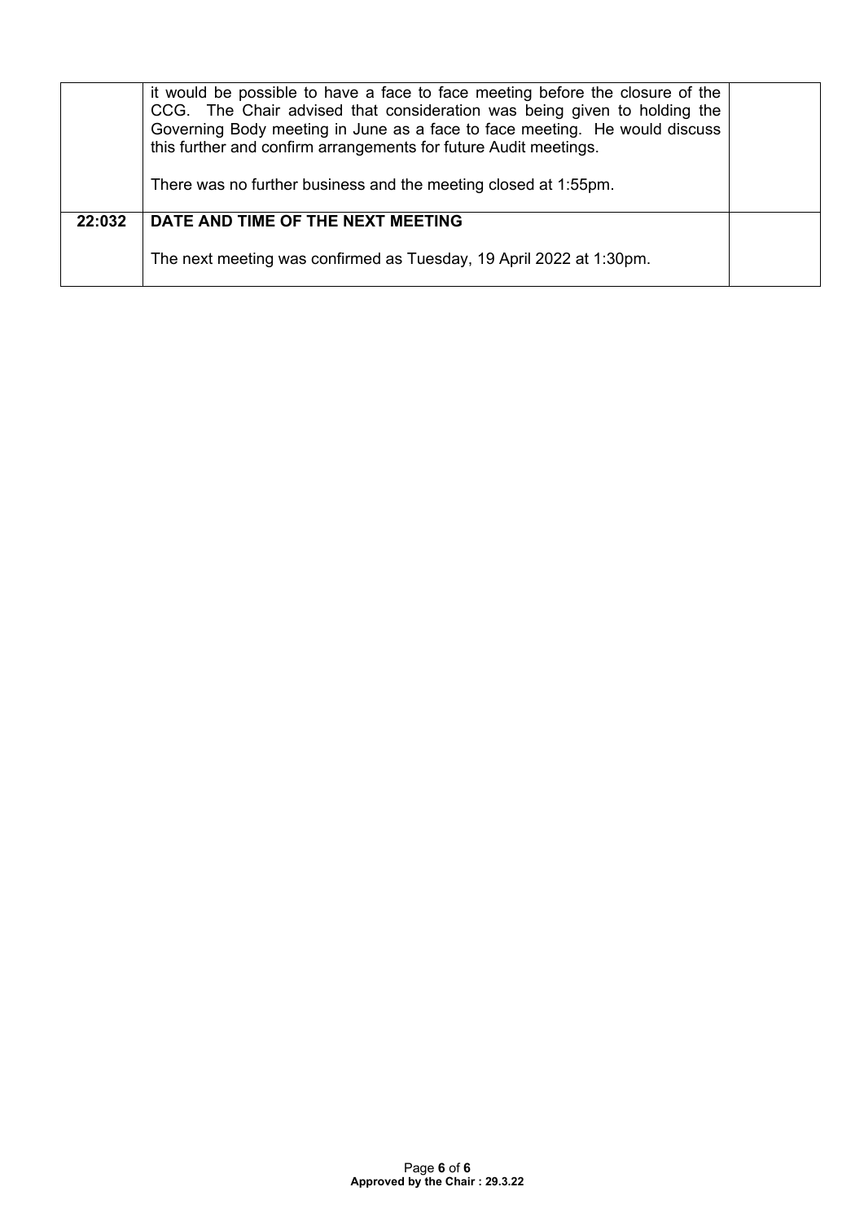| | | |
|---|---|---|
| | it would be possible to have a face to face meeting before the closure of the CCG. The Chair advised that consideration was being given to holding the Governing Body meeting in June as a face to face meeting. He would discuss this further and confirm arrangements for future Audit meetings.<br><br>There was no further business and the meeting closed at 1:55pm. | |
| **22:032** | **DATE AND TIME OF THE NEXT MEETING**<br><br>The next meeting was confirmed as Tuesday, 19 April 2022 at 1:30pm. | |

**Approved by the Chair : 29.3.22**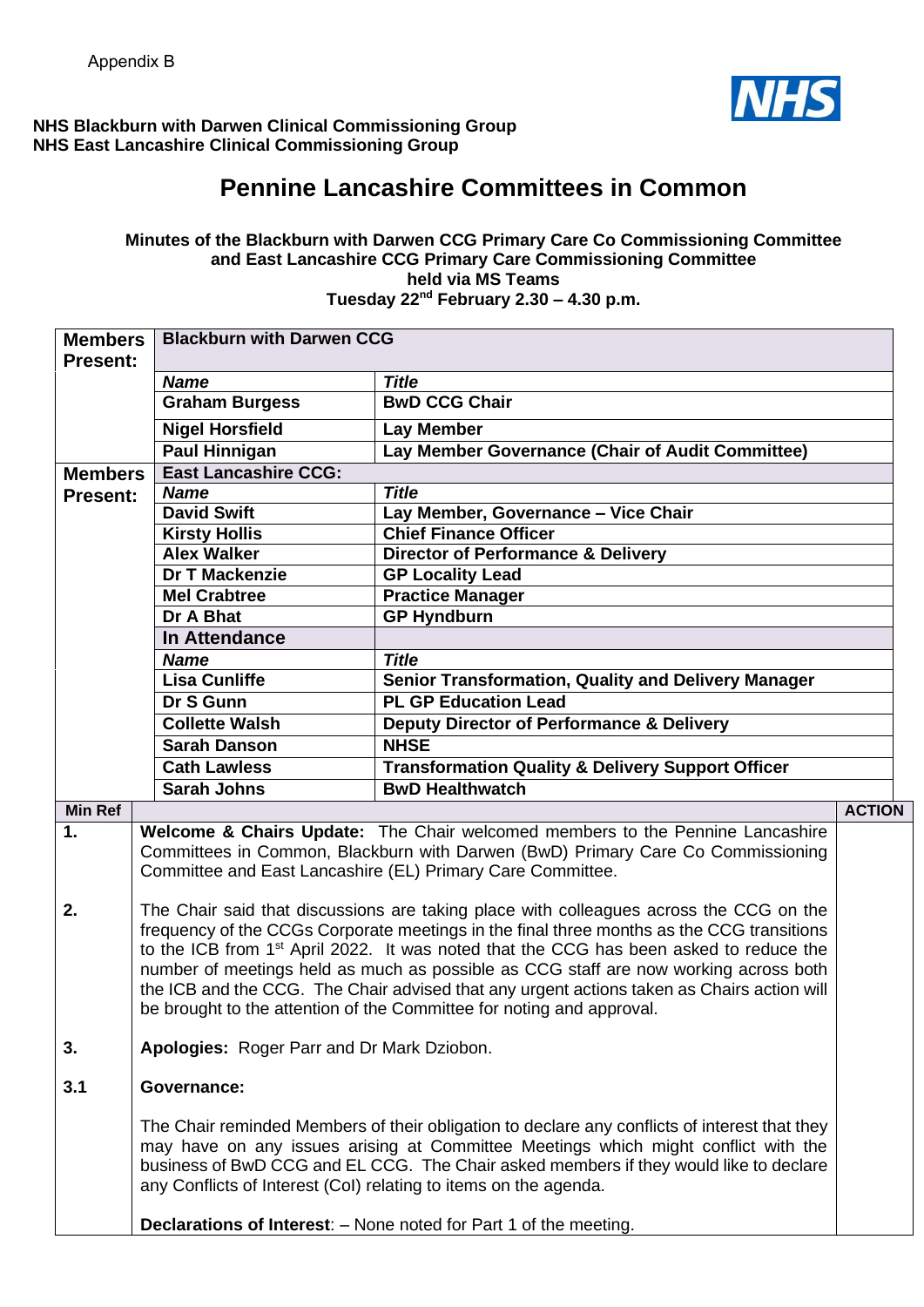Appendix B

**NHS Blackburn with Darwen Clinical Commissioning Group**
**NHS East Lancashire Clinical Commissioning Group**

# Pennine Lancashire Committees in Common

**Minutes of the Blackburn with Darwen CCG Primary Care Co Commissioning Committee and East Lancashire CCG Primary Care Commissioning Committee held via MS Teams**
**Tuesday 22nd February 2.30 – 4.30 p.m.**

| | | |
|---|---|---|
| **Members Present:** | **Blackburn with Darwen CCG** | |
| | ***Name*** | ***Title*** |
| | **Graham Burgess** | **BwD CCG Chair** |
| | **Nigel Horsfield** | **Lay Member** |
| | **Paul Hinnigan** | **Lay Member Governance (Chair of Audit Committee)** |
| **Members Present:** | **East Lancashire CCG:** | |
| | ***Name*** | ***Title*** |
| | **David Swift** | **Lay Member, Governance – Vice Chair** |
| | **Kirsty Hollis** | **Chief Finance Officer** |
| | **Alex Walker** | **Director of Performance & Delivery** |
| | **Dr T Mackenzie** | **GP Locality Lead** |
| | **Mel Crabtree** | **Practice Manager** |
| | **Dr A Bhat** | **GP Hyndburn** |
| | **In Attendance** | |
| | ***Name*** | ***Title*** |
| | **Lisa Cunliffe** | **Senior Transformation, Quality and Delivery Manager** |
| | **Dr S Gunn** | **PL GP Education Lead** |
| | **Collette Walsh** | **Deputy Director of Performance & Delivery** |
| | **Sarah Danson** | **NHSE** |
| | **Cath Lawless** | **Transformation Quality & Delivery Support Officer** |
| | **Sarah Johns** | **BwD Healthwatch** |

| Min Ref | | ACTION |
|---|---|---|
| **1.** | **Welcome & Chairs Update:** The Chair welcomed members to the Pennine Lancashire Committees in Common, Blackburn with Darwen (BwD) Primary Care Co Commissioning Committee and East Lancashire (EL) Primary Care Committee. | |
| **2.** | The Chair said that discussions are taking place with colleagues across the CCG on the frequency of the CCGs Corporate meetings in the final three months as the CCG transitions to the ICB from 1st April 2022. It was noted that the CCG has been asked to reduce the number of meetings held as much as possible as CCG staff are now working across both the ICB and the CCG. The Chair advised that any urgent actions taken as Chairs action will be brought to the attention of the Committee for noting and approval. | |
| **3.** | **Apologies:** Roger Parr and Dr Mark Dziobon. | |
| **3.1** | **Governance:**<br><br>The Chair reminded Members of their obligation to declare any conflicts of interest that they may have on any issues arising at Committee Meetings which might conflict with the business of BwD CCG and EL CCG. The Chair asked members if they would like to declare any Conflicts of Interest (CoI) relating to items on the agenda.<br><br>**Declarations of Interest**: – None noted for Part 1 of the meeting. | |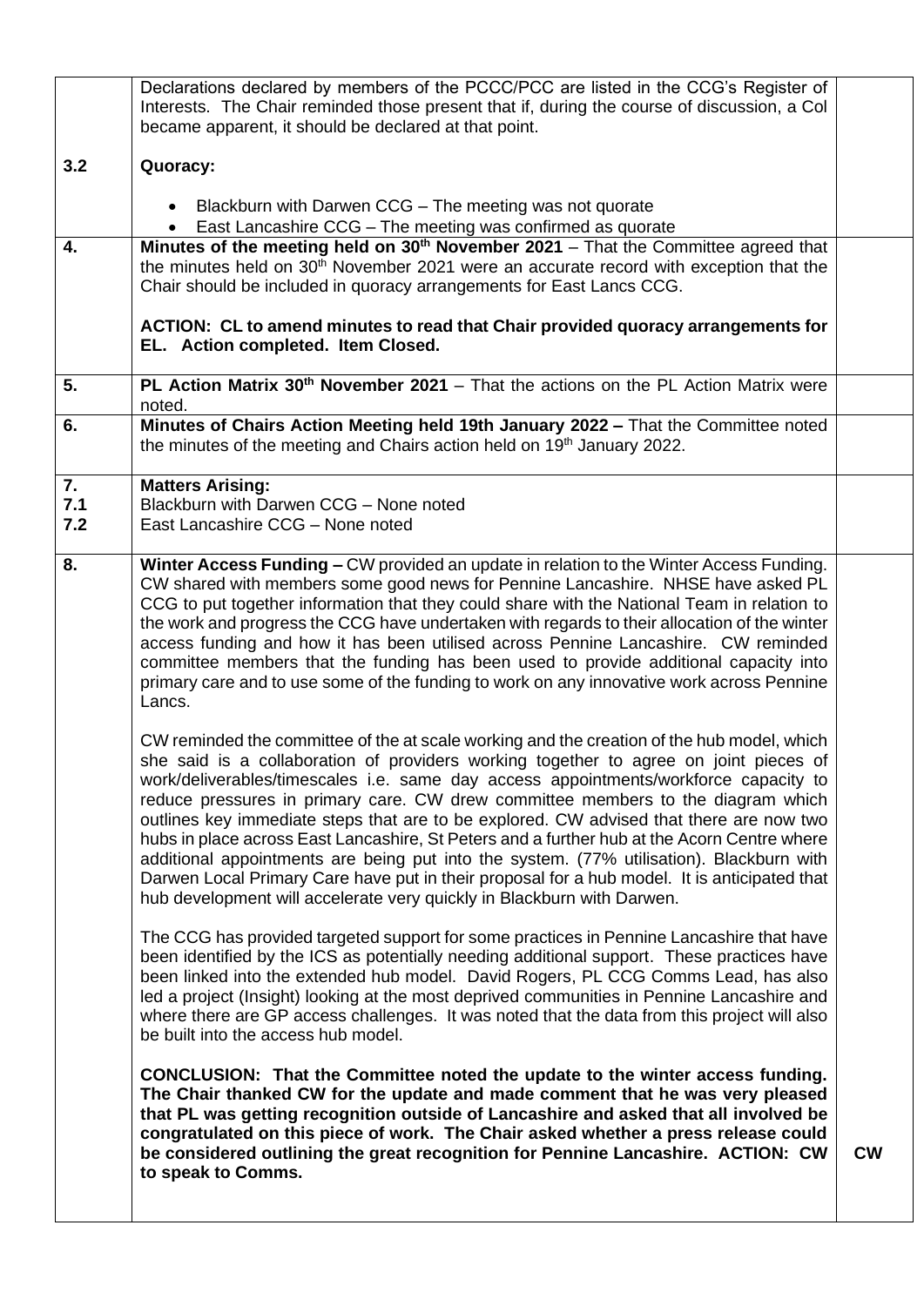| | | |
|---|---|---|
| | Declarations declared by members of the PCCC/PCC are listed in the CCG's Register of Interests. The Chair reminded those present that if, during the course of discussion, a CoI became apparent, it should be declared at that point. | |
| **3.2** | **Quoracy:**<br><br>• Blackburn with Darwen CCG – The meeting was not quorate<br>• East Lancashire CCG – The meeting was confirmed as quorate | |
| **4.** | **Minutes of the meeting held on 30th November 2021** – That the Committee agreed that the minutes held on 30th November 2021 were an accurate record with exception that the Chair should be included in quoracy arrangements for East Lancs CCG.<br><br>**ACTION: CL to amend minutes to read that Chair provided quoracy arrangements for EL. Action completed. Item Closed.** | |
| **5.** | **PL Action Matrix 30th November 2021** – That the actions on the PL Action Matrix were noted. | |
| **6.** | **Minutes of Chairs Action Meeting held 19th January 2022 –** That the Committee noted the minutes of the meeting and Chairs action held on 19th January 2022. | |
| **7.**<br>**7.1**<br>**7.2** | **Matters Arising:**<br>Blackburn with Darwen CCG – None noted<br>East Lancashire CCG – None noted | |
| **8.** | **Winter Access Funding –** CW provided an update in relation to the Winter Access Funding. CW shared with members some good news for Pennine Lancashire. NHSE have asked PL CCG to put together information that they could share with the National Team in relation to the work and progress the CCG have undertaken with regards to their allocation of the winter access funding and how it has been utilised across Pennine Lancashire. CW reminded committee members that the funding has been used to provide additional capacity into primary care and to use some of the funding to work on any innovative work across Pennine Lancs.<br><br>CW reminded the committee of the at scale working and the creation of the hub model, which she said is a collaboration of providers working together to agree on joint pieces of work/deliverables/timescales i.e. same day access appointments/workforce capacity to reduce pressures in primary care. CW drew committee members to the diagram which outlines key immediate steps that are to be explored. CW advised that there are now two hubs in place across East Lancashire, St Peters and a further hub at the Acorn Centre where additional appointments are being put into the system. (77% utilisation). Blackburn with Darwen Local Primary Care have put in their proposal for a hub model. It is anticipated that hub development will accelerate very quickly in Blackburn with Darwen.<br><br>The CCG has provided targeted support for some practices in Pennine Lancashire that have been identified by the ICS as potentially needing additional support. These practices have been linked into the extended hub model. David Rogers, PL CCG Comms Lead, has also led a project (Insight) looking at the most deprived communities in Pennine Lancashire and where there are GP access challenges. It was noted that the data from this project will also be built into the access hub model.<br><br>**CONCLUSION: That the Committee noted the update to the winter access funding. The Chair thanked CW for the update and made comment that he was very pleased that PL was getting recognition outside of Lancashire and asked that all involved be congratulated on this piece of work. The Chair asked whether a press release could be considered outlining the great recognition for Pennine Lancashire. ACTION: CW to speak to Comms.** | **CW** |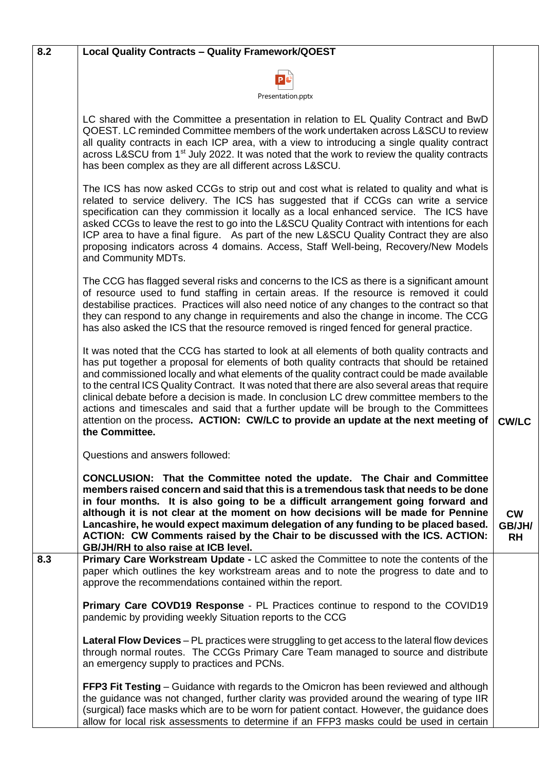| | | |
|---|---|---|
| 8.2 | **Local Quality Contracts – Quality Framework/QOEST**<br><br>Presentation.pptx<br><br>LC shared with the Committee a presentation in relation to EL Quality Contract and BwD QOEST. LC reminded Committee members of the work undertaken across L&SCU to review all quality contracts in each ICP area, with a view to introducing a single quality contract across L&SCU from 1st July 2022. It was noted that the work to review the quality contracts has been complex as they are all different across L&SCU.<br><br>The ICS has now asked CCGs to strip out and cost what is related to quality and what is related to service delivery. The ICS has suggested that if CCGs can write a service specification can they commission it locally as a local enhanced service. The ICS have asked CCGs to leave the rest to go into the L&SCU Quality Contract with intentions for each ICP area to have a final figure. As part of the new L&SCU Quality Contract they are also proposing indicators across 4 domains. Access, Staff Well-being, Recovery/New Models and Community MDTs.<br><br>The CCG has flagged several risks and concerns to the ICS as there is a significant amount of resource used to fund staffing in certain areas. If the resource is removed it could destabilise practices. Practices will also need notice of any changes to the contract so that they can respond to any change in requirements and also the change in income. The CCG has also asked the ICS that the resource removed is ringed fenced for general practice.<br><br>It was noted that the CCG has started to look at all elements of both quality contracts and has put together a proposal for elements of both quality contracts that should be retained and commissioned locally and what elements of the quality contract could be made available to the central ICS Quality Contract. It was noted that there are also several areas that require clinical debate before a decision is made. In conclusion LC drew committee members to the actions and timescales and said that a further update will be brough to the Committees attention on the process. **ACTION: CW/LC to provide an update at the next meeting of the Committee.**<br><br>Questions and answers followed:<br><br>**CONCLUSION: That the Committee noted the update. The Chair and Committee members raised concern and said that this is a tremendous task that needs to be done in four months. It is also going to be a difficult arrangement going forward and although it is not clear at the moment on how decisions will be made for Pennine Lancashire, he would expect maximum delegation of any funding to be placed based. ACTION: CW Comments raised by the Chair to be discussed with the ICS. ACTION: GB/JH/RH to also raise at ICB level.** | **CW/LC**<br><br>**CW GB/JH/ RH** |
| 8.3 | **Primary Care Workstream Update -** LC asked the Committee to note the contents of the paper which outlines the key workstream areas and to note the progress to date and to approve the recommendations contained within the report.<br><br>**Primary Care COVD19 Response** - PL Practices continue to respond to the COVID19 pandemic by providing weekly Situation reports to the CCG<br><br>**Lateral Flow Devices** – PL practices were struggling to get access to the lateral flow devices through normal routes. The CCGs Primary Care Team managed to source and distribute an emergency supply to practices and PCNs.<br><br>**FFP3 Fit Testing** – Guidance with regards to the Omicron has been reviewed and although the guidance was not changed, further clarity was provided around the wearing of type IIR (surgical) face masks which are to be worn for patient contact. However, the guidance does allow for local risk assessments to determine if an FFP3 masks could be used in certain | |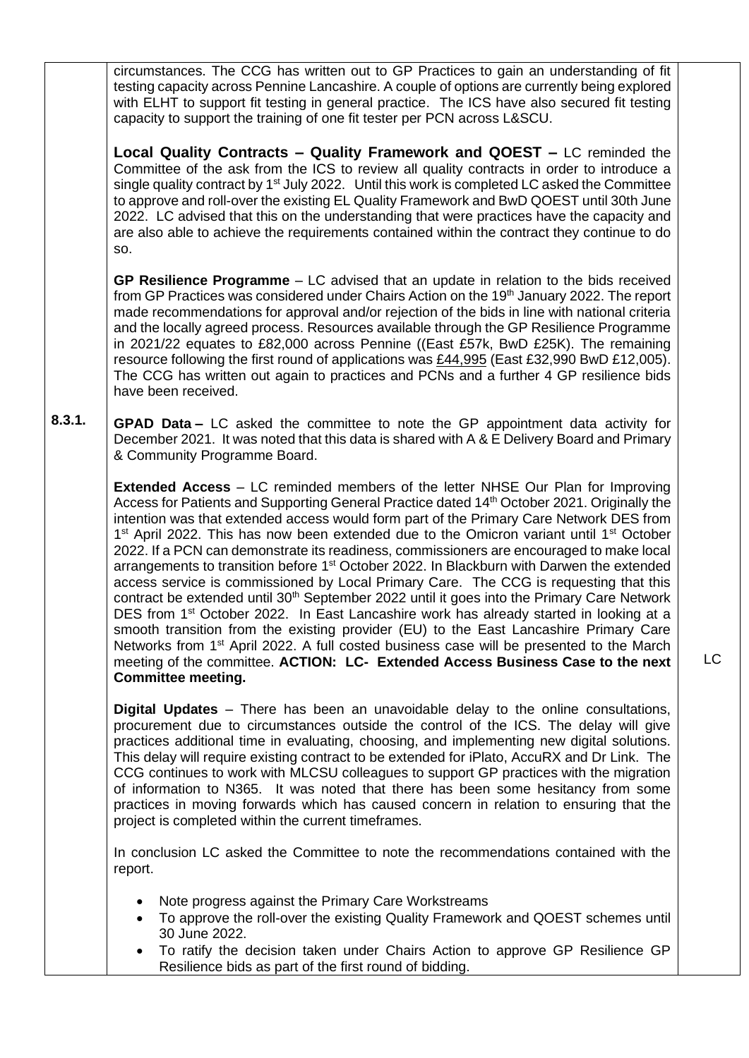| | | |
|---|---|---|
| | circumstances. The CCG has written out to GP Practices to gain an understanding of fit testing capacity across Pennine Lancashire. A couple of options are currently being explored with ELHT to support fit testing in general practice. The ICS have also secured fit testing capacity to support the training of one fit tester per PCN across L&SCU.<br><br>**Local Quality Contracts – Quality Framework and QOEST –** LC reminded the Committee of the ask from the ICS to review all quality contracts in order to introduce a single quality contract by 1st July 2022. Until this work is completed LC asked the Committee to approve and roll-over the existing EL Quality Framework and BwD QOEST until 30th June 2022. LC advised that this on the understanding that were practices have the capacity and are also able to achieve the requirements contained within the contract they continue to do so.<br><br>**GP Resilience Programme** – LC advised that an update in relation to the bids received from GP Practices was considered under Chairs Action on the 19th January 2022. The report made recommendations for approval and/or rejection of the bids in line with national criteria and the locally agreed process. Resources available through the GP Resilience Programme in 2021/22 equates to £82,000 across Pennine ((East £57k, BwD £25K). The remaining resource following the first round of applications was £44,995 (East £32,990 BwD £12,005). The CCG has written out again to practices and PCNs and a further 4 GP resilience bids have been received. | |
| 8.3.1. | **GPAD Data –** LC asked the committee to note the GP appointment data activity for December 2021. It was noted that this data is shared with A & E Delivery Board and Primary & Community Programme Board.<br><br>**Extended Access** – LC reminded members of the letter NHSE Our Plan for Improving Access for Patients and Supporting General Practice dated 14th October 2021. Originally the intention was that extended access would form part of the Primary Care Network DES from 1st April 2022. This has now been extended due to the Omicron variant until 1st October 2022. If a PCN can demonstrate its readiness, commissioners are encouraged to make local arrangements to transition before 1st October 2022. In Blackburn with Darwen the extended access service is commissioned by Local Primary Care. The CCG is requesting that this contract be extended until 30th September 2022 until it goes into the Primary Care Network DES from 1st October 2022. In East Lancashire work has already started in looking at a smooth transition from the existing provider (EU) to the East Lancashire Primary Care Networks from 1st April 2022. A full costed business case will be presented to the March meeting of the committee. **ACTION: LC- Extended Access Business Case to the next Committee meeting.**<br><br>**Digital Updates** – There has been an unavoidable delay to the online consultations, procurement due to circumstances outside the control of the ICS. The delay will give practices additional time in evaluating, choosing, and implementing new digital solutions. This delay will require existing contract to be extended for iPlato, AccuRX and Dr Link. The CCG continues to work with MLCSU colleagues to support GP practices with the migration of information to N365. It was noted that there has been some hesitancy from some practices in moving forwards which has caused concern in relation to ensuring that the project is completed within the current timeframes.<br><br>In conclusion LC asked the Committee to note the recommendations contained with the report.<br><br>• Note progress against the Primary Care Workstreams<br>• To approve the roll-over the existing Quality Framework and QOEST schemes until 30 June 2022.<br>• To ratify the decision taken under Chairs Action to approve GP Resilience GP Resilience bids as part of the first round of bidding. | LC |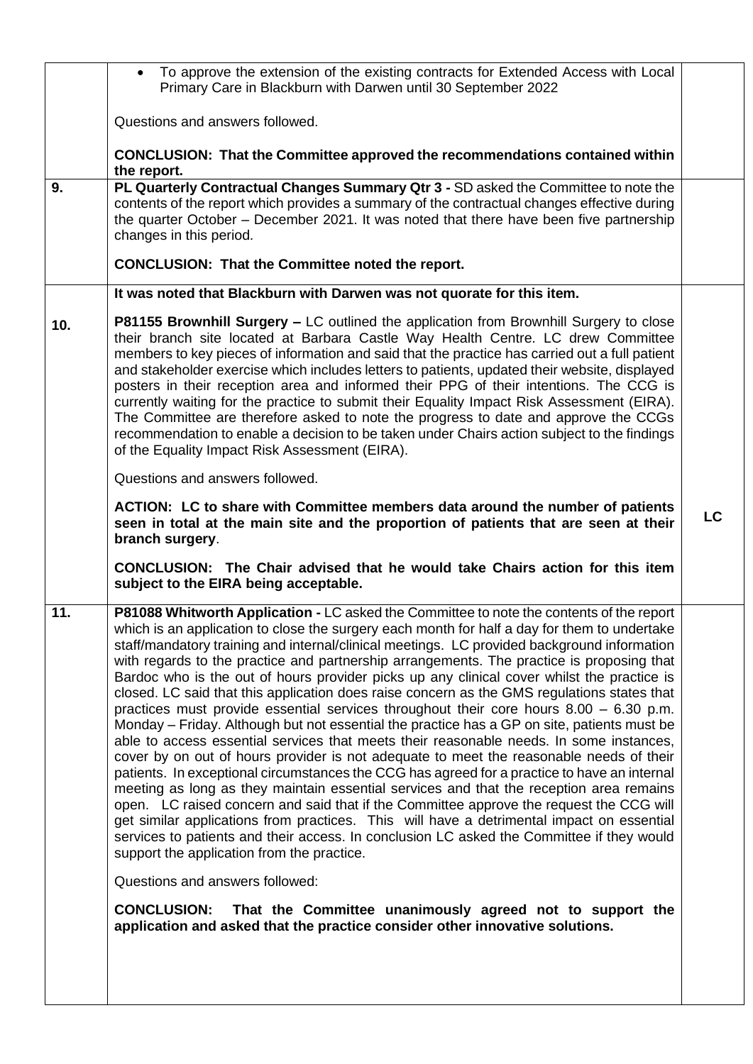| | | |
|---|---|---|
| | • To approve the extension of the existing contracts for Extended Access with Local Primary Care in Blackburn with Darwen until 30 September 2022<br><br>Questions and answers followed.<br><br>**CONCLUSION: That the Committee approved the recommendations contained within the report.** | |
| **9.** | **PL Quarterly Contractual Changes Summary Qtr 3 -** SD asked the Committee to note the contents of the report which provides a summary of the contractual changes effective during the quarter October – December 2021. It was noted that there have been five partnership changes in this period.<br><br>**CONCLUSION: That the Committee noted the report.** | |
| **10.** | **It was noted that Blackburn with Darwen was not quorate for this item.**<br><br>**P81155 Brownhill Surgery –** LC outlined the application from Brownhill Surgery to close their branch site located at Barbara Castle Way Health Centre. LC drew Committee members to key pieces of information and said that the practice has carried out a full patient and stakeholder exercise which includes letters to patients, updated their website, displayed posters in their reception area and informed their PPG of their intentions. The CCG is currently waiting for the practice to submit their Equality Impact Risk Assessment (EIRA). The Committee are therefore asked to note the progress to date and approve the CCGs recommendation to enable a decision to be taken under Chairs action subject to the findings of the Equality Impact Risk Assessment (EIRA).<br><br>Questions and answers followed.<br><br>**ACTION: LC to share with Committee members data around the number of patients seen in total at the main site and the proportion of patients that are seen at their branch surgery**.<br><br>**CONCLUSION: The Chair advised that he would take Chairs action for this item subject to the EIRA being acceptable.** | **LC** |
| **11.** | **P81088 Whitworth Application -** LC asked the Committee to note the contents of the report which is an application to close the surgery each month for half a day for them to undertake staff/mandatory training and internal/clinical meetings. LC provided background information with regards to the practice and partnership arrangements. The practice is proposing that Bardoc who is the out of hours provider picks up any clinical cover whilst the practice is closed. LC said that this application does raise concern as the GMS regulations states that practices must provide essential services throughout their core hours 8.00 – 6.30 p.m. Monday – Friday. Although but not essential the practice has a GP on site, patients must be able to access essential services that meets their reasonable needs. In some instances, cover by on out of hours provider is not adequate to meet the reasonable needs of their patients. In exceptional circumstances the CCG has agreed for a practice to have an internal meeting as long as they maintain essential services and that the reception area remains open. LC raised concern and said that if the Committee approve the request the CCG will get similar applications from practices. This will have a detrimental impact on essential services to patients and their access. In conclusion LC asked the Committee if they would support the application from the practice.<br><br>Questions and answers followed:<br><br>**CONCLUSION: That the Committee unanimously agreed not to support the application and asked that the practice consider other innovative solutions.** | |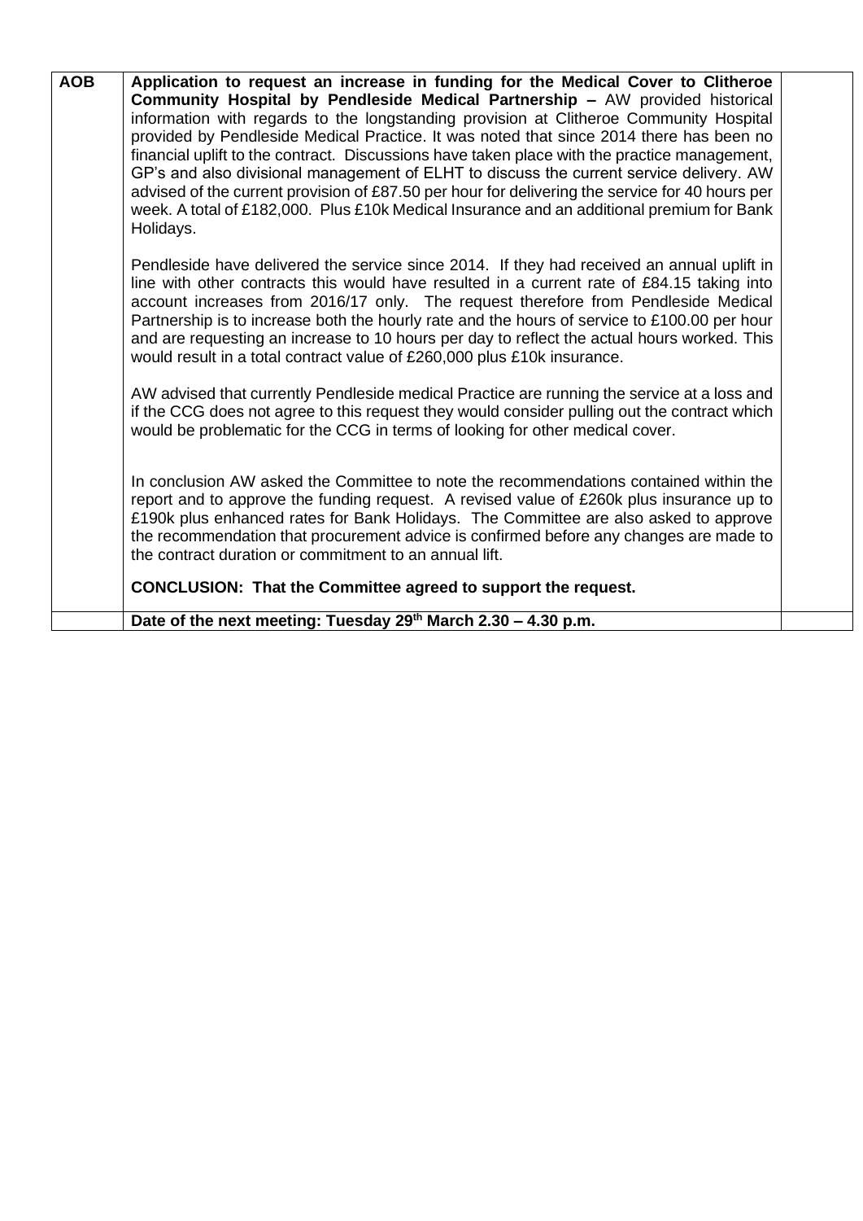| AOB | **Application to request an increase in funding for the Medical Cover to Clitheroe Community Hospital by Pendleside Medical Partnership –** AW provided historical information with regards to the longstanding provision at Clitheroe Community Hospital provided by Pendleside Medical Practice. It was noted that since 2014 there has been no financial uplift to the contract. Discussions have taken place with the practice management, GP's and also divisional management of ELHT to discuss the current service delivery. AW advised of the current provision of £87.50 per hour for delivering the service for 40 hours per week. A total of £182,000. Plus £10k Medical Insurance and an additional premium for Bank Holidays.<br><br>Pendleside have delivered the service since 2014. If they had received an annual uplift in line with other contracts this would have resulted in a current rate of £84.15 taking into account increases from 2016/17 only. The request therefore from Pendleside Medical Partnership is to increase both the hourly rate and the hours of service to £100.00 per hour and are requesting an increase to 10 hours per day to reflect the actual hours worked. This would result in a total contract value of £260,000 plus £10k insurance.<br><br>AW advised that currently Pendleside medical Practice are running the service at a loss and if the CCG does not agree to this request they would consider pulling out the contract which would be problematic for the CCG in terms of looking for other medical cover.<br><br>In conclusion AW asked the Committee to note the recommendations contained within the report and to approve the funding request. A revised value of £260k plus insurance up to £190k plus enhanced rates for Bank Holidays. The Committee are also asked to approve the recommendation that procurement advice is confirmed before any changes are made to the contract duration or commitment to an annual lift.<br><br>**CONCLUSION: That the Committee agreed to support the request.** | |
|---|---|---|
| | **Date of the next meeting: Tuesday 29th March 2.30 – 4.30 p.m.** | |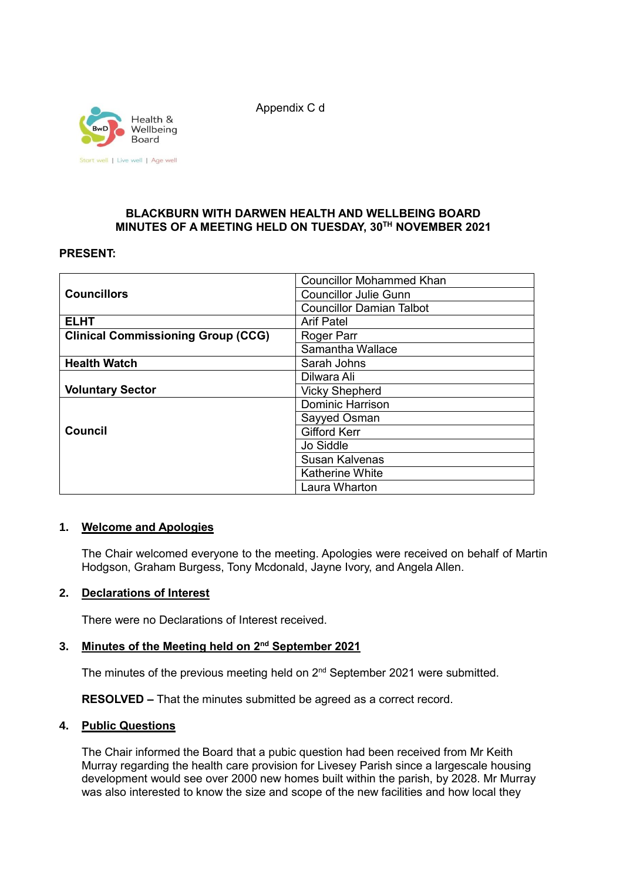Appendix C d

**BLACKBURN WITH DARWEN HEALTH AND WELLBEING BOARD**
**MINUTES OF A MEETING HELD ON TUESDAY, 30TH NOVEMBER 2021**

**PRESENT:**

| | |
|---|---|
| **Councillors** | Councillor Mohammed Khan |
| | Councillor Julie Gunn |
| | Councillor Damian Talbot |
| **ELHT** | Arif Patel |
| **Clinical Commissioning Group (CCG)** | Roger Parr |
| | Samantha Wallace |
| **Health Watch** | Sarah Johns |
| **Voluntary Sector** | Dilwara Ali |
| | Vicky Shepherd |
| **Council** | Dominic Harrison |
| | Sayyed Osman |
| | Gifford Kerr |
| | Jo Siddle |
| | Susan Kalvenas |
| | Katherine White |
| | Laura Wharton |

## 1. Welcome and Apologies

The Chair welcomed everyone to the meeting. Apologies were received on behalf of Martin Hodgson, Graham Burgess, Tony Mcdonald, Jayne Ivory, and Angela Allen.

## 2. Declarations of Interest

There were no Declarations of Interest received.

## 3. Minutes of the Meeting held on 2nd September 2021

The minutes of the previous meeting held on 2nd September 2021 were submitted.

**RESOLVED –** That the minutes submitted be agreed as a correct record.

## 4. Public Questions

The Chair informed the Board that a pubic question had been received from Mr Keith Murray regarding the health care provision for Livesey Parish since a largescale housing development would see over 2000 new homes built within the parish, by 2028. Mr Murray was also interested to know the size and scope of the new facilities and how local they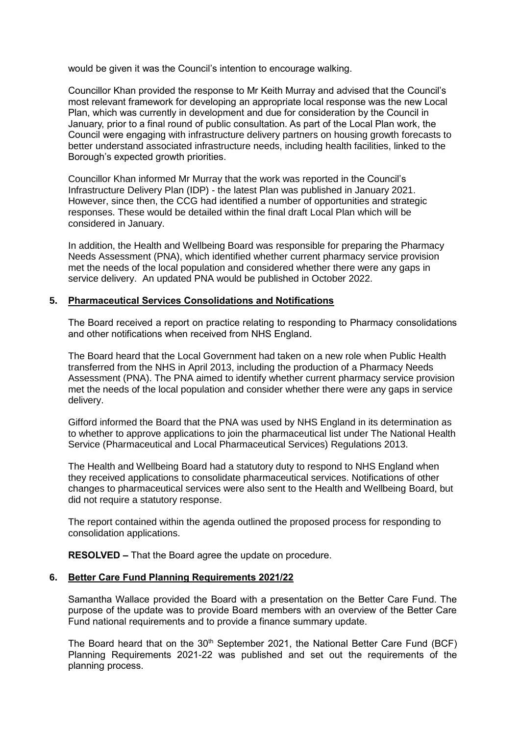would be given it was the Council's intention to encourage walking.

Councillor Khan provided the response to Mr Keith Murray and advised that the Council's most relevant framework for developing an appropriate local response was the new Local Plan, which was currently in development and due for consideration by the Council in January, prior to a final round of public consultation. As part of the Local Plan work, the Council were engaging with infrastructure delivery partners on housing growth forecasts to better understand associated infrastructure needs, including health facilities, linked to the Borough's expected growth priorities.

Councillor Khan informed Mr Murray that the work was reported in the Council's Infrastructure Delivery Plan (IDP) - the latest Plan was published in January 2021. However, since then, the CCG had identified a number of opportunities and strategic responses. These would be detailed within the final draft Local Plan which will be considered in January.

In addition, the Health and Wellbeing Board was responsible for preparing the Pharmacy Needs Assessment (PNA), which identified whether current pharmacy service provision met the needs of the local population and considered whether there were any gaps in service delivery. An updated PNA would be published in October 2022.

## 5. Pharmaceutical Services Consolidations and Notifications

The Board received a report on practice relating to responding to Pharmacy consolidations and other notifications when received from NHS England.

The Board heard that the Local Government had taken on a new role when Public Health transferred from the NHS in April 2013, including the production of a Pharmacy Needs Assessment (PNA). The PNA aimed to identify whether current pharmacy service provision met the needs of the local population and consider whether there were any gaps in service delivery.

Gifford informed the Board that the PNA was used by NHS England in its determination as to whether to approve applications to join the pharmaceutical list under The National Health Service (Pharmaceutical and Local Pharmaceutical Services) Regulations 2013.

The Health and Wellbeing Board had a statutory duty to respond to NHS England when they received applications to consolidate pharmaceutical services. Notifications of other changes to pharmaceutical services were also sent to the Health and Wellbeing Board, but did not require a statutory response.

The report contained within the agenda outlined the proposed process for responding to consolidation applications.

**RESOLVED –** That the Board agree the update on procedure.

## 6. Better Care Fund Planning Requirements 2021/22

Samantha Wallace provided the Board with a presentation on the Better Care Fund. The purpose of the update was to provide Board members with an overview of the Better Care Fund national requirements and to provide a finance summary update.

The Board heard that on the 30th September 2021, the National Better Care Fund (BCF) Planning Requirements 2021-22 was published and set out the requirements of the planning process.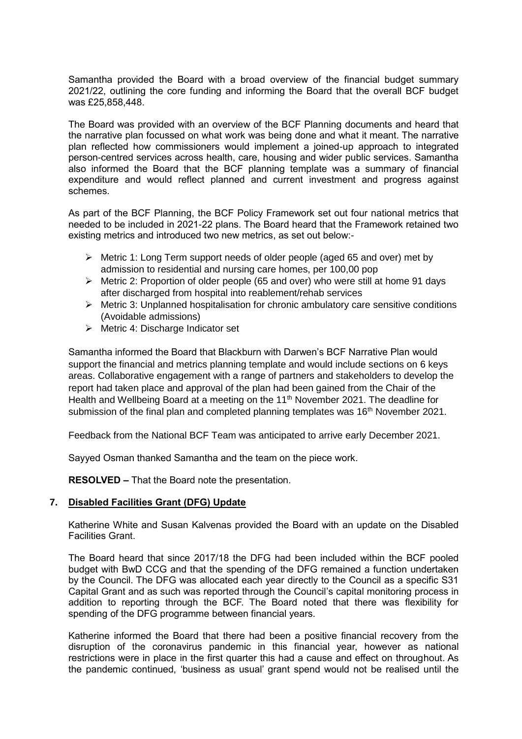Samantha provided the Board with a broad overview of the financial budget summary 2021/22, outlining the core funding and informing the Board that the overall BCF budget was £25,858,448.

The Board was provided with an overview of the BCF Planning documents and heard that the narrative plan focussed on what work was being done and what it meant. The narrative plan reflected how commissioners would implement a joined-up approach to integrated person-centred services across health, care, housing and wider public services. Samantha also informed the Board that the BCF planning template was a summary of financial expenditure and would reflect planned and current investment and progress against schemes.

As part of the BCF Planning, the BCF Policy Framework set out four national metrics that needed to be included in 2021-22 plans. The Board heard that the Framework retained two existing metrics and introduced two new metrics, as set out below:-

- Metric 1: Long Term support needs of older people (aged 65 and over) met by admission to residential and nursing care homes, per 100,00 pop
- Metric 2: Proportion of older people (65 and over) who were still at home 91 days after discharged from hospital into reablement/rehab services
- Metric 3: Unplanned hospitalisation for chronic ambulatory care sensitive conditions (Avoidable admissions)
- Metric 4: Discharge Indicator set

Samantha informed the Board that Blackburn with Darwen's BCF Narrative Plan would support the financial and metrics planning template and would include sections on 6 keys areas. Collaborative engagement with a range of partners and stakeholders to develop the report had taken place and approval of the plan had been gained from the Chair of the Health and Wellbeing Board at a meeting on the 11th November 2021. The deadline for submission of the final plan and completed planning templates was 16th November 2021.

Feedback from the National BCF Team was anticipated to arrive early December 2021.

Sayyed Osman thanked Samantha and the team on the piece work.

**RESOLVED –** That the Board note the presentation.

## 7. Disabled Facilities Grant (DFG) Update

Katherine White and Susan Kalvenas provided the Board with an update on the Disabled Facilities Grant.

The Board heard that since 2017/18 the DFG had been included within the BCF pooled budget with BwD CCG and that the spending of the DFG remained a function undertaken by the Council. The DFG was allocated each year directly to the Council as a specific S31 Capital Grant and as such was reported through the Council's capital monitoring process in addition to reporting through the BCF. The Board noted that there was flexibility for spending of the DFG programme between financial years.

Katherine informed the Board that there had been a positive financial recovery from the disruption of the coronavirus pandemic in this financial year, however as national restrictions were in place in the first quarter this had a cause and effect on throughout. As the pandemic continued, 'business as usual' grant spend would not be realised until the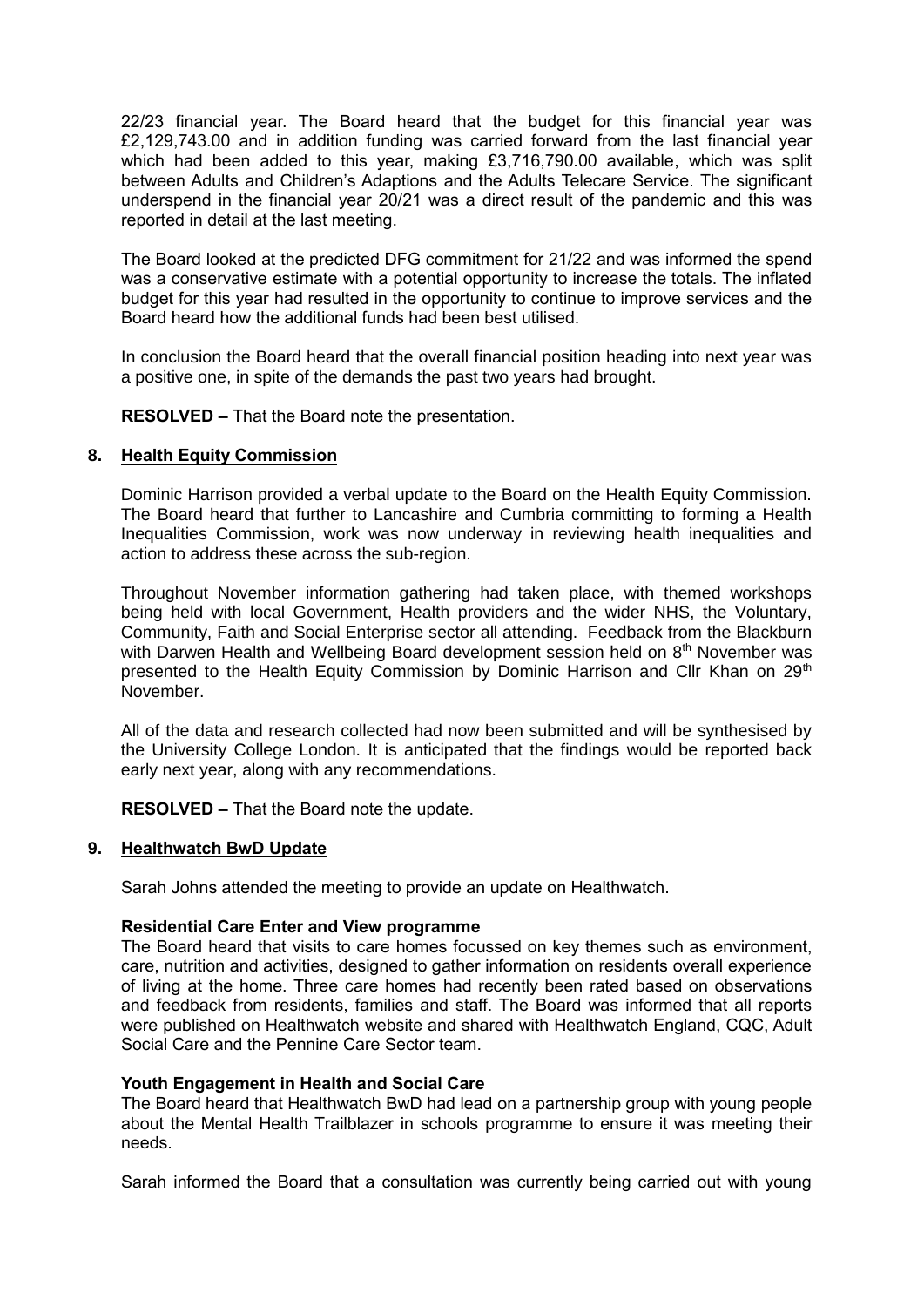22/23 financial year. The Board heard that the budget for this financial year was £2,129,743.00 and in addition funding was carried forward from the last financial year which had been added to this year, making £3,716,790.00 available, which was split between Adults and Children's Adaptions and the Adults Telecare Service. The significant underspend in the financial year 20/21 was a direct result of the pandemic and this was reported in detail at the last meeting.

The Board looked at the predicted DFG commitment for 21/22 and was informed the spend was a conservative estimate with a potential opportunity to increase the totals. The inflated budget for this year had resulted in the opportunity to continue to improve services and the Board heard how the additional funds had been best utilised.

In conclusion the Board heard that the overall financial position heading into next year was a positive one, in spite of the demands the past two years had brought.

**RESOLVED –** That the Board note the presentation.

## 8. Health Equity Commission

Dominic Harrison provided a verbal update to the Board on the Health Equity Commission. The Board heard that further to Lancashire and Cumbria committing to forming a Health Inequalities Commission, work was now underway in reviewing health inequalities and action to address these across the sub-region.

Throughout November information gathering had taken place, with themed workshops being held with local Government, Health providers and the wider NHS, the Voluntary, Community, Faith and Social Enterprise sector all attending. Feedback from the Blackburn with Darwen Health and Wellbeing Board development session held on 8th November was presented to the Health Equity Commission by Dominic Harrison and Cllr Khan on 29th November.

All of the data and research collected had now been submitted and will be synthesised by the University College London. It is anticipated that the findings would be reported back early next year, along with any recommendations.

**RESOLVED –** That the Board note the update.

## 9. Healthwatch BwD Update

Sarah Johns attended the meeting to provide an update on Healthwatch.

**Residential Care Enter and View programme**
The Board heard that visits to care homes focussed on key themes such as environment, care, nutrition and activities, designed to gather information on residents overall experience of living at the home. Three care homes had recently been rated based on observations and feedback from residents, families and staff. The Board was informed that all reports were published on Healthwatch website and shared with Healthwatch England, CQC, Adult Social Care and the Pennine Care Sector team.

**Youth Engagement in Health and Social Care**
The Board heard that Healthwatch BwD had lead on a partnership group with young people about the Mental Health Trailblazer in schools programme to ensure it was meeting their needs.

Sarah informed the Board that a consultation was currently being carried out with young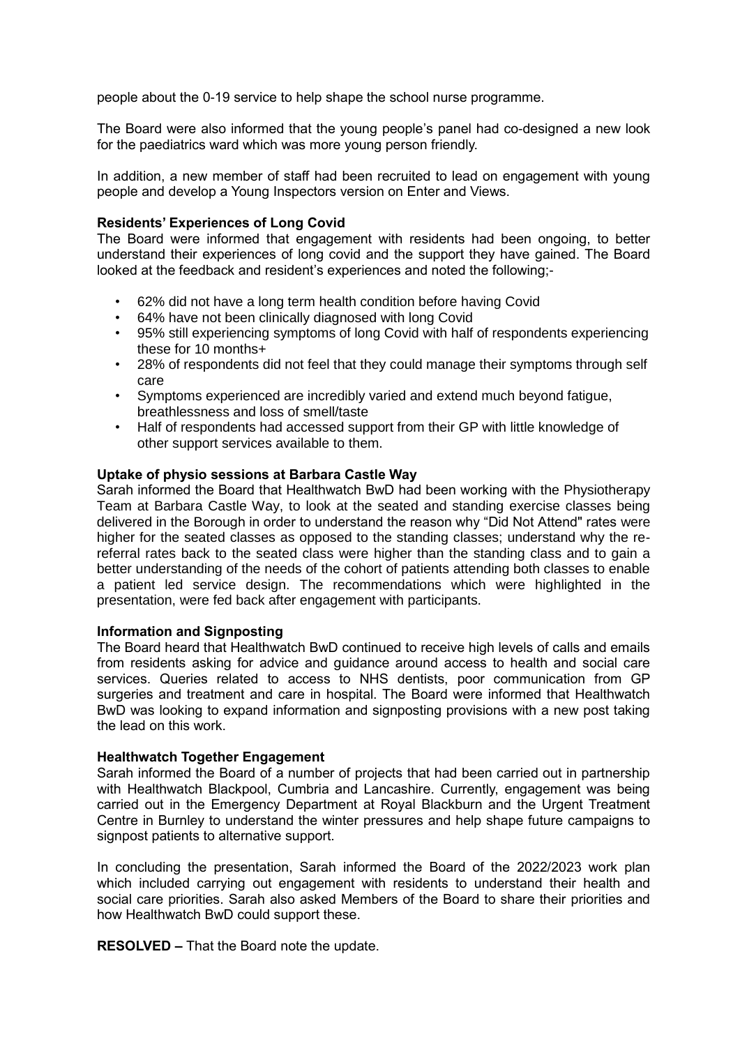people about the 0-19 service to help shape the school nurse programme.

The Board were also informed that the young people's panel had co-designed a new look for the paediatrics ward which was more young person friendly.

In addition, a new member of staff had been recruited to lead on engagement with young people and develop a Young Inspectors version on Enter and Views.

**Residents' Experiences of Long Covid**

The Board were informed that engagement with residents had been ongoing, to better understand their experiences of long covid and the support they have gained. The Board looked at the feedback and resident's experiences and noted the following;-

- 62% did not have a long term health condition before having Covid
- 64% have not been clinically diagnosed with long Covid
- 95% still experiencing symptoms of long Covid with half of respondents experiencing these for 10 months+
- 28% of respondents did not feel that they could manage their symptoms through self care
- Symptoms experienced are incredibly varied and extend much beyond fatigue, breathlessness and loss of smell/taste
- Half of respondents had accessed support from their GP with little knowledge of other support services available to them.

**Uptake of physio sessions at Barbara Castle Way**

Sarah informed the Board that Healthwatch BwD had been working with the Physiotherapy Team at Barbara Castle Way, to look at the seated and standing exercise classes being delivered in the Borough in order to understand the reason why "Did Not Attend" rates were higher for the seated classes as opposed to the standing classes; understand why the re-referral rates back to the seated class were higher than the standing class and to gain a better understanding of the needs of the cohort of patients attending both classes to enable a patient led service design. The recommendations which were highlighted in the presentation, were fed back after engagement with participants.

**Information and Signposting**

The Board heard that Healthwatch BwD continued to receive high levels of calls and emails from residents asking for advice and guidance around access to health and social care services. Queries related to access to NHS dentists, poor communication from GP surgeries and treatment and care in hospital. The Board were informed that Healthwatch BwD was looking to expand information and signposting provisions with a new post taking the lead on this work.

**Healthwatch Together Engagement**

Sarah informed the Board of a number of projects that had been carried out in partnership with Healthwatch Blackpool, Cumbria and Lancashire. Currently, engagement was being carried out in the Emergency Department at Royal Blackburn and the Urgent Treatment Centre in Burnley to understand the winter pressures and help shape future campaigns to signpost patients to alternative support.

In concluding the presentation, Sarah informed the Board of the 2022/2023 work plan which included carrying out engagement with residents to understand their health and social care priorities. Sarah also asked Members of the Board to share their priorities and how Healthwatch BwD could support these.

**RESOLVED –** That the Board note the update.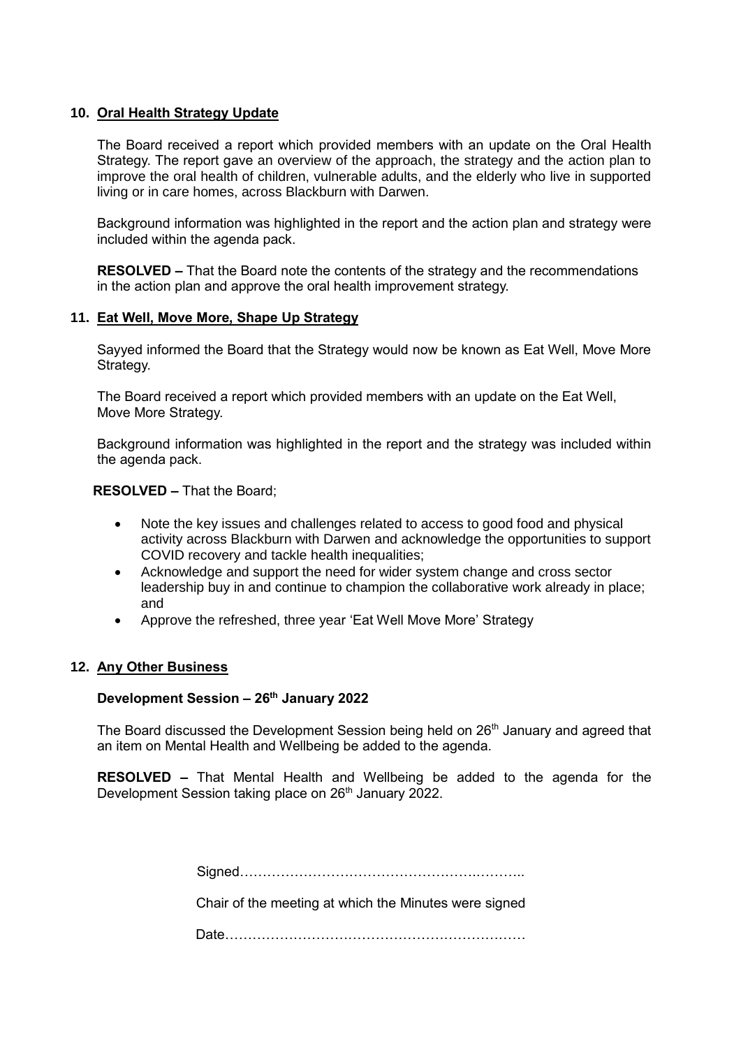## 10. Oral Health Strategy Update

The Board received a report which provided members with an update on the Oral Health Strategy. The report gave an overview of the approach, the strategy and the action plan to improve the oral health of children, vulnerable adults, and the elderly who live in supported living or in care homes, across Blackburn with Darwen.

Background information was highlighted in the report and the action plan and strategy were included within the agenda pack.

**RESOLVED –** That the Board note the contents of the strategy and the recommendations in the action plan and approve the oral health improvement strategy.

## 11. Eat Well, Move More, Shape Up Strategy

Sayyed informed the Board that the Strategy would now be known as Eat Well, Move More Strategy.

The Board received a report which provided members with an update on the Eat Well, Move More Strategy.

Background information was highlighted in the report and the strategy was included within the agenda pack.

**RESOLVED –** That the Board;

- Note the key issues and challenges related to access to good food and physical activity across Blackburn with Darwen and acknowledge the opportunities to support COVID recovery and tackle health inequalities;
- Acknowledge and support the need for wider system change and cross sector leadership buy in and continue to champion the collaborative work already in place; and
- Approve the refreshed, three year 'Eat Well Move More' Strategy

## 12. Any Other Business

**Development Session – 26th January 2022**

The Board discussed the Development Session being held on 26th January and agreed that an item on Mental Health and Wellbeing be added to the agenda.

**RESOLVED –** That Mental Health and Wellbeing be added to the agenda for the Development Session taking place on 26th January 2022.

Signed……………………………………………………..

Chair of the meeting at which the Minutes were signed

Date…………………………………………………………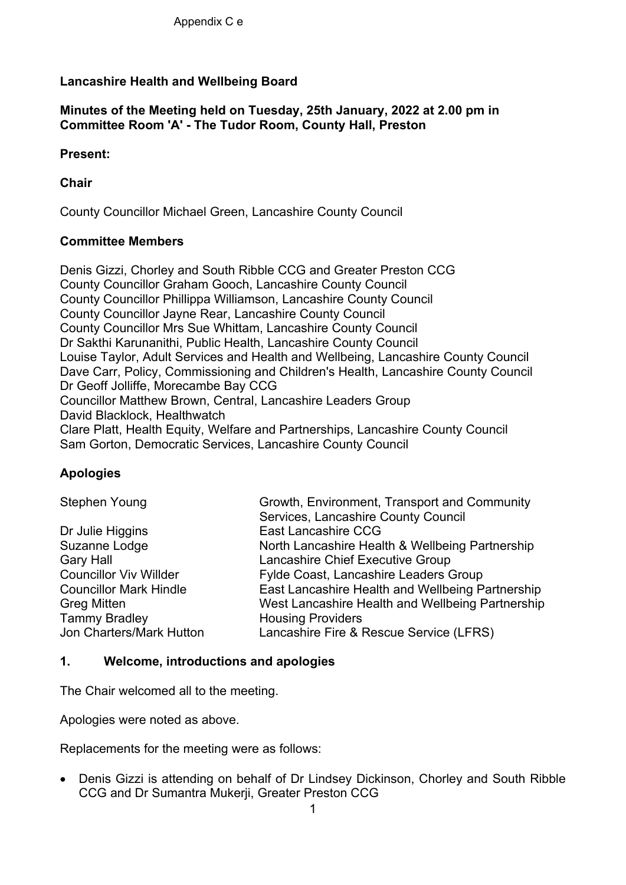Appendix C e

**Lancashire Health and Wellbeing Board**

**Minutes of the Meeting held on Tuesday, 25th January, 2022 at 2.00 pm in Committee Room 'A' - The Tudor Room, County Hall, Preston**

**Present:**

**Chair**

County Councillor Michael Green, Lancashire County Council

**Committee Members**

Denis Gizzi, Chorley and South Ribble CCG and Greater Preston CCG
County Councillor Graham Gooch, Lancashire County Council
County Councillor Phillippa Williamson, Lancashire County Council
County Councillor Jayne Rear, Lancashire County Council
County Councillor Mrs Sue Whittam, Lancashire County Council
Dr Sakthi Karunanithi, Public Health, Lancashire County Council
Louise Taylor, Adult Services and Health and Wellbeing, Lancashire County Council
Dave Carr, Policy, Commissioning and Children's Health, Lancashire County Council
Dr Geoff Jolliffe, Morecambe Bay CCG
Councillor Matthew Brown, Central, Lancashire Leaders Group
David Blacklock, Healthwatch
Clare Platt, Health Equity, Welfare and Partnerships, Lancashire County Council
Sam Gorton, Democratic Services, Lancashire County Council

**Apologies**

| | |
|---|---|
| Stephen Young | Growth, Environment, Transport and Community Services, Lancashire County Council |
| Dr Julie Higgins | East Lancashire CCG |
| Suzanne Lodge | North Lancashire Health & Wellbeing Partnership |
| Gary Hall | Lancashire Chief Executive Group |
| Councillor Viv Willder | Fylde Coast, Lancashire Leaders Group |
| Councillor Mark Hindle | East Lancashire Health and Wellbeing Partnership |
| Greg Mitten | West Lancashire Health and Wellbeing Partnership |
| Tammy Bradley | Housing Providers |
| Jon Charters/Mark Hutton | Lancashire Fire & Rescue Service (LFRS) |

## 1. Welcome, introductions and apologies

The Chair welcomed all to the meeting.

Apologies were noted as above.

Replacements for the meeting were as follows:

- Denis Gizzi is attending on behalf of Dr Lindsey Dickinson, Chorley and South Ribble CCG and Dr Sumantra Mukerji, Greater Preston CCG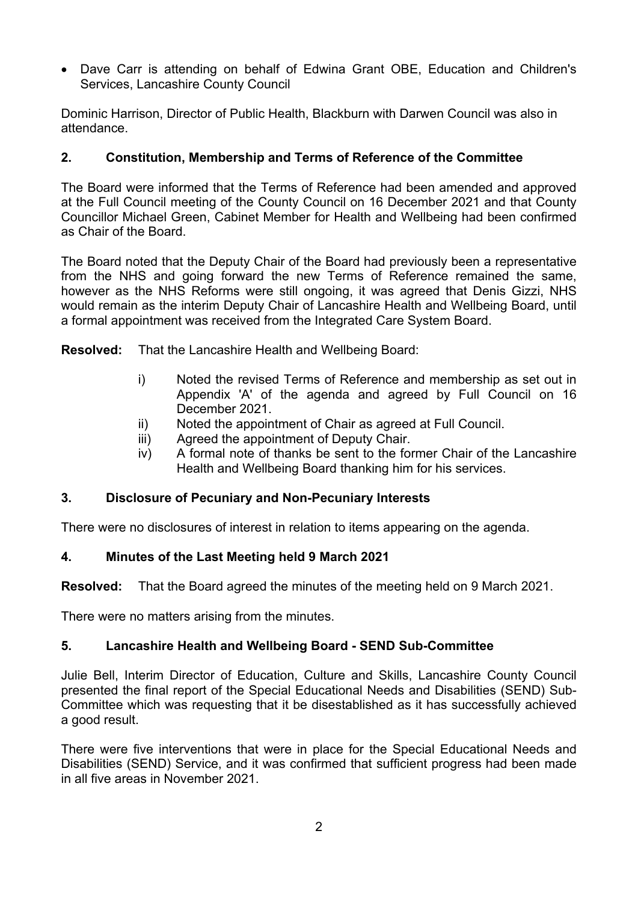- Dave Carr is attending on behalf of Edwina Grant OBE, Education and Children's Services, Lancashire County Council

Dominic Harrison, Director of Public Health, Blackburn with Darwen Council was also in attendance.

## 2. Constitution, Membership and Terms of Reference of the Committee

The Board were informed that the Terms of Reference had been amended and approved at the Full Council meeting of the County Council on 16 December 2021 and that County Councillor Michael Green, Cabinet Member for Health and Wellbeing had been confirmed as Chair of the Board.

The Board noted that the Deputy Chair of the Board had previously been a representative from the NHS and going forward the new Terms of Reference remained the same, however as the NHS Reforms were still ongoing, it was agreed that Denis Gizzi, NHS would remain as the interim Deputy Chair of Lancashire Health and Wellbeing Board, until a formal appointment was received from the Integrated Care System Board.

**Resolved:** That the Lancashire Health and Wellbeing Board:

i) Noted the revised Terms of Reference and membership as set out in Appendix 'A' of the agenda and agreed by Full Council on 16 December 2021.

ii) Noted the appointment of Chair as agreed at Full Council.

iii) Agreed the appointment of Deputy Chair.

iv) A formal note of thanks be sent to the former Chair of the Lancashire Health and Wellbeing Board thanking him for his services.

## 3. Disclosure of Pecuniary and Non-Pecuniary Interests

There were no disclosures of interest in relation to items appearing on the agenda.

## 4. Minutes of the Last Meeting held 9 March 2021

**Resolved:** That the Board agreed the minutes of the meeting held on 9 March 2021.

There were no matters arising from the minutes.

## 5. Lancashire Health and Wellbeing Board - SEND Sub-Committee

Julie Bell, Interim Director of Education, Culture and Skills, Lancashire County Council presented the final report of the Special Educational Needs and Disabilities (SEND) Sub-Committee which was requesting that it be disestablished as it has successfully achieved a good result.

There were five interventions that were in place for the Special Educational Needs and Disabilities (SEND) Service, and it was confirmed that sufficient progress had been made in all five areas in November 2021.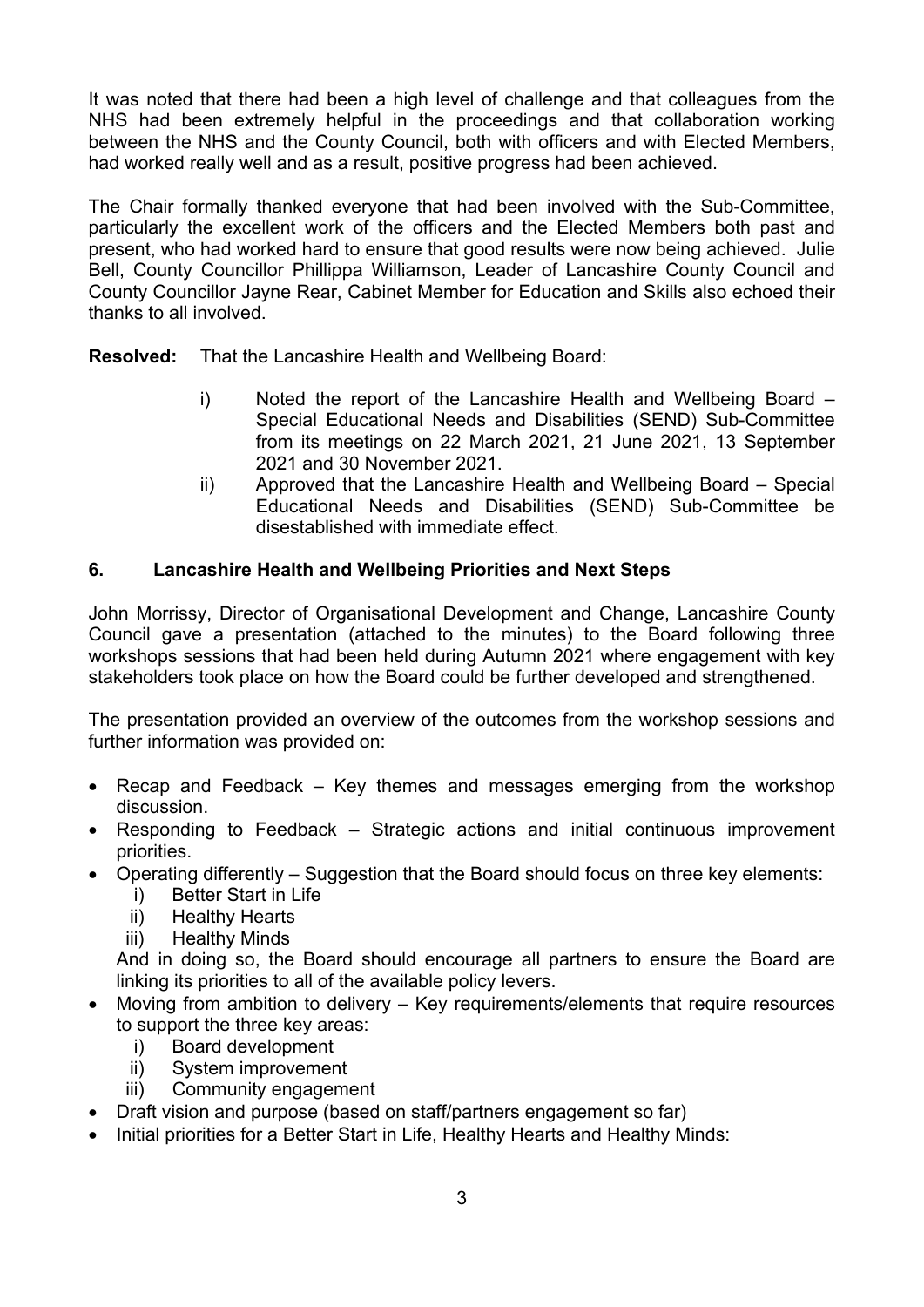It was noted that there had been a high level of challenge and that colleagues from the NHS had been extremely helpful in the proceedings and that collaboration working between the NHS and the County Council, both with officers and with Elected Members, had worked really well and as a result, positive progress had been achieved.

The Chair formally thanked everyone that had been involved with the Sub-Committee, particularly the excellent work of the officers and the Elected Members both past and present, who had worked hard to ensure that good results were now being achieved. Julie Bell, County Councillor Phillippa Williamson, Leader of Lancashire County Council and County Councillor Jayne Rear, Cabinet Member for Education and Skills also echoed their thanks to all involved.

**Resolved:** That the Lancashire Health and Wellbeing Board:

i) Noted the report of the Lancashire Health and Wellbeing Board – Special Educational Needs and Disabilities (SEND) Sub-Committee from its meetings on 22 March 2021, 21 June 2021, 13 September 2021 and 30 November 2021.

ii) Approved that the Lancashire Health and Wellbeing Board – Special Educational Needs and Disabilities (SEND) Sub-Committee be disestablished with immediate effect.

## 6. Lancashire Health and Wellbeing Priorities and Next Steps

John Morrissy, Director of Organisational Development and Change, Lancashire County Council gave a presentation (attached to the minutes) to the Board following three workshops sessions that had been held during Autumn 2021 where engagement with key stakeholders took place on how the Board could be further developed and strengthened.

The presentation provided an overview of the outcomes from the workshop sessions and further information was provided on:

- Recap and Feedback – Key themes and messages emerging from the workshop discussion.
- Responding to Feedback – Strategic actions and initial continuous improvement priorities.
- Operating differently – Suggestion that the Board should focus on three key elements:
  i) Better Start in Life
  ii) Healthy Hearts
  iii) Healthy Minds

  And in doing so, the Board should encourage all partners to ensure the Board are linking its priorities to all of the available policy levers.
- Moving from ambition to delivery – Key requirements/elements that require resources to support the three key areas:
  i) Board development
  ii) System improvement
  iii) Community engagement
- Draft vision and purpose (based on staff/partners engagement so far)
- Initial priorities for a Better Start in Life, Healthy Hearts and Healthy Minds: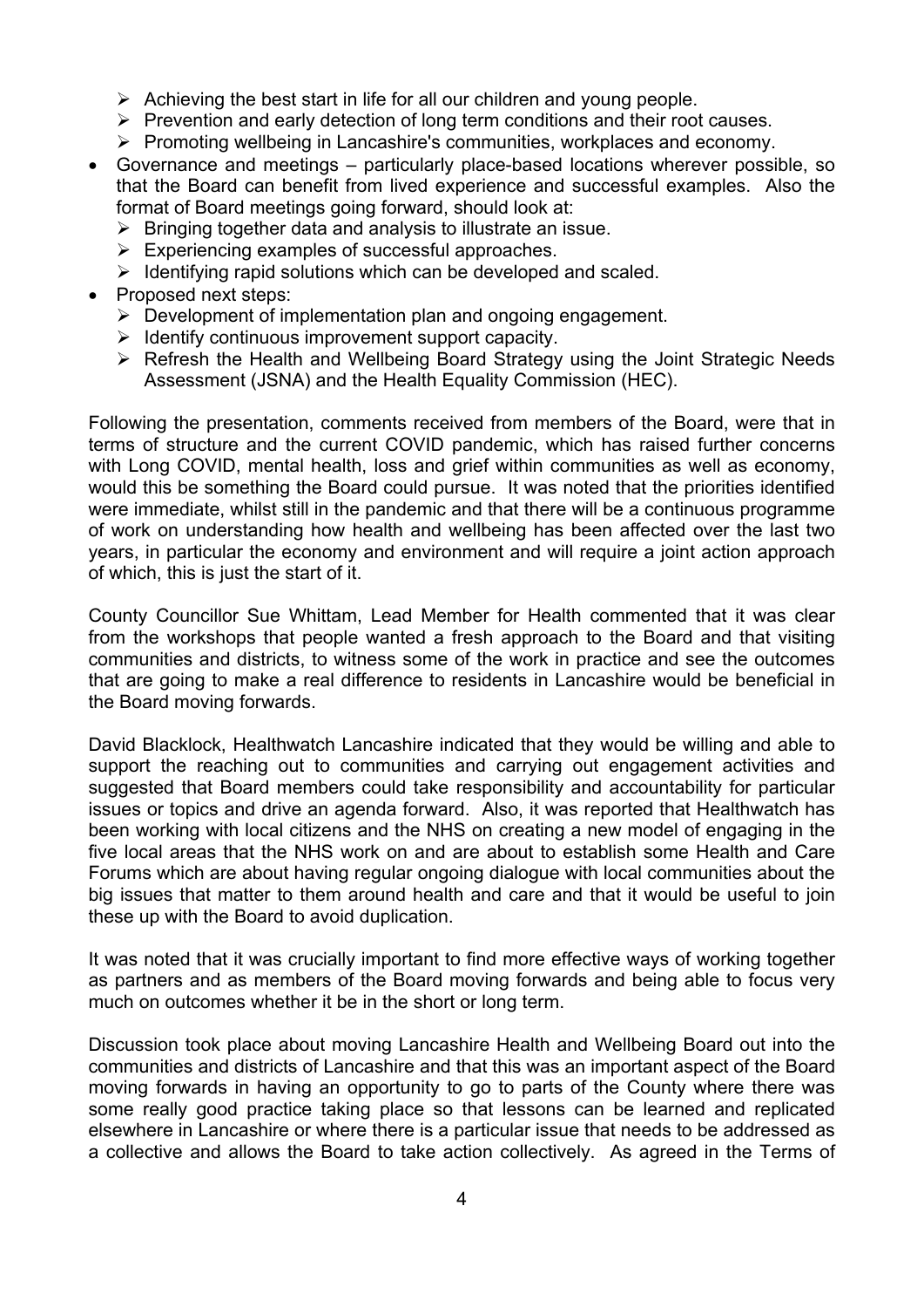- Achieving the best start in life for all our children and young people.
  - Prevention and early detection of long term conditions and their root causes.
  - Promoting wellbeing in Lancashire's communities, workplaces and economy.
- Governance and meetings – particularly place-based locations wherever possible, so that the Board can benefit from lived experience and successful examples. Also the format of Board meetings going forward, should look at:
  - Bringing together data and analysis to illustrate an issue.
  - Experiencing examples of successful approaches.
  - Identifying rapid solutions which can be developed and scaled.
- Proposed next steps:
  - Development of implementation plan and ongoing engagement.
  - Identify continuous improvement support capacity.
  - Refresh the Health and Wellbeing Board Strategy using the Joint Strategic Needs Assessment (JSNA) and the Health Equality Commission (HEC).

Following the presentation, comments received from members of the Board, were that in terms of structure and the current COVID pandemic, which has raised further concerns with Long COVID, mental health, loss and grief within communities as well as economy, would this be something the Board could pursue. It was noted that the priorities identified were immediate, whilst still in the pandemic and that there will be a continuous programme of work on understanding how health and wellbeing has been affected over the last two years, in particular the economy and environment and will require a joint action approach of which, this is just the start of it.

County Councillor Sue Whittam, Lead Member for Health commented that it was clear from the workshops that people wanted a fresh approach to the Board and that visiting communities and districts, to witness some of the work in practice and see the outcomes that are going to make a real difference to residents in Lancashire would be beneficial in the Board moving forwards.

David Blacklock, Healthwatch Lancashire indicated that they would be willing and able to support the reaching out to communities and carrying out engagement activities and suggested that Board members could take responsibility and accountability for particular issues or topics and drive an agenda forward. Also, it was reported that Healthwatch has been working with local citizens and the NHS on creating a new model of engaging in the five local areas that the NHS work on and are about to establish some Health and Care Forums which are about having regular ongoing dialogue with local communities about the big issues that matter to them around health and care and that it would be useful to join these up with the Board to avoid duplication.

It was noted that it was crucially important to find more effective ways of working together as partners and as members of the Board moving forwards and being able to focus very much on outcomes whether it be in the short or long term.

Discussion took place about moving Lancashire Health and Wellbeing Board out into the communities and districts of Lancashire and that this was an important aspect of the Board moving forwards in having an opportunity to go to parts of the County where there was some really good practice taking place so that lessons can be learned and replicated elsewhere in Lancashire or where there is a particular issue that needs to be addressed as a collective and allows the Board to take action collectively. As agreed in the Terms of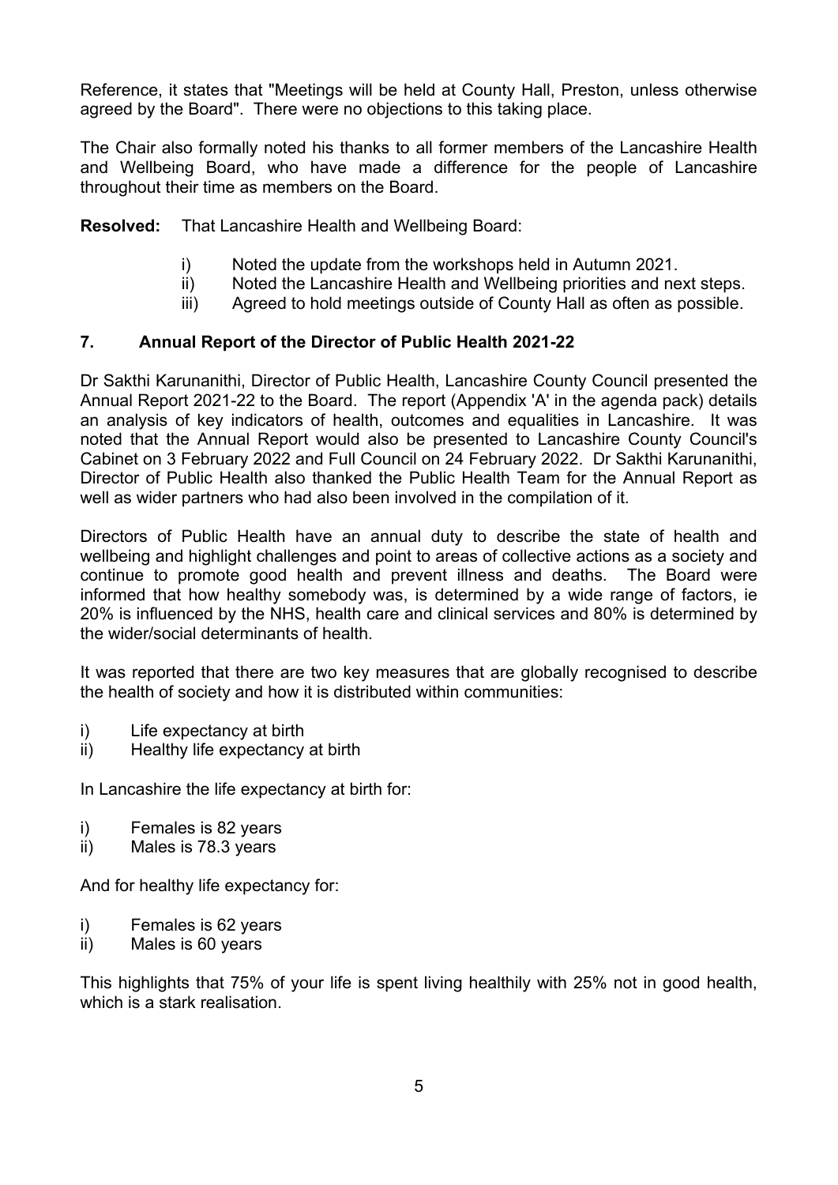Reference, it states that "Meetings will be held at County Hall, Preston, unless otherwise agreed by the Board". There were no objections to this taking place.

The Chair also formally noted his thanks to all former members of the Lancashire Health and Wellbeing Board, who have made a difference for the people of Lancashire throughout their time as members on the Board.

**Resolved:** That Lancashire Health and Wellbeing Board:

i) Noted the update from the workshops held in Autumn 2021.
ii) Noted the Lancashire Health and Wellbeing priorities and next steps.
iii) Agreed to hold meetings outside of County Hall as often as possible.

## 7. Annual Report of the Director of Public Health 2021-22

Dr Sakthi Karunanithi, Director of Public Health, Lancashire County Council presented the Annual Report 2021-22 to the Board. The report (Appendix 'A' in the agenda pack) details an analysis of key indicators of health, outcomes and equalities in Lancashire. It was noted that the Annual Report would also be presented to Lancashire County Council's Cabinet on 3 February 2022 and Full Council on 24 February 2022. Dr Sakthi Karunanithi, Director of Public Health also thanked the Public Health Team for the Annual Report as well as wider partners who had also been involved in the compilation of it.

Directors of Public Health have an annual duty to describe the state of health and wellbeing and highlight challenges and point to areas of collective actions as a society and continue to promote good health and prevent illness and deaths. The Board were informed that how healthy somebody was, is determined by a wide range of factors, ie 20% is influenced by the NHS, health care and clinical services and 80% is determined by the wider/social determinants of health.

It was reported that there are two key measures that are globally recognised to describe the health of society and how it is distributed within communities:

i) Life expectancy at birth
ii) Healthy life expectancy at birth

In Lancashire the life expectancy at birth for:

i) Females is 82 years
ii) Males is 78.3 years

And for healthy life expectancy for:

i) Females is 62 years
ii) Males is 60 years

This highlights that 75% of your life is spent living healthily with 25% not in good health, which is a stark realisation.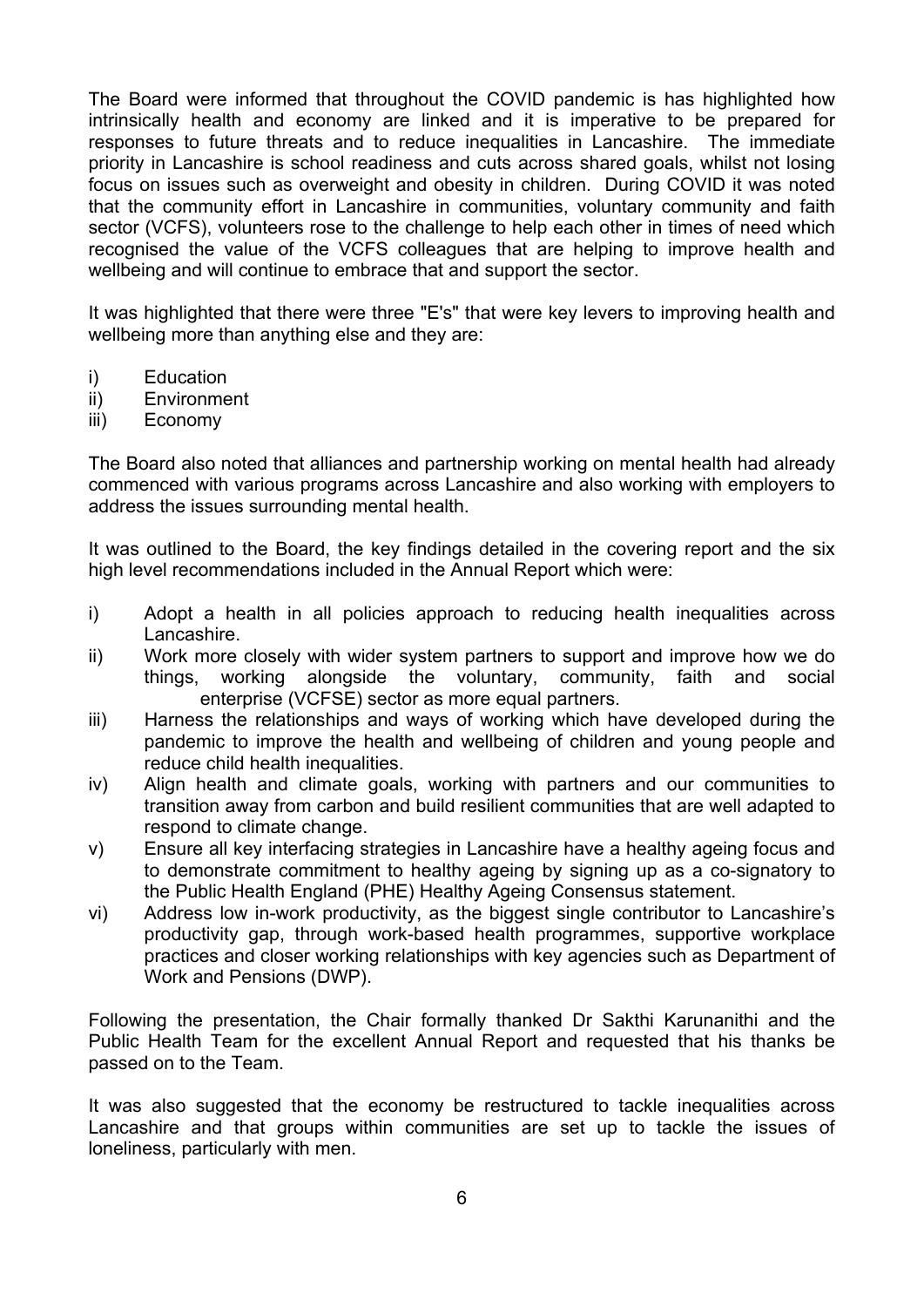The Board were informed that throughout the COVID pandemic is has highlighted how intrinsically health and economy are linked and it is imperative to be prepared for responses to future threats and to reduce inequalities in Lancashire. The immediate priority in Lancashire is school readiness and cuts across shared goals, whilst not losing focus on issues such as overweight and obesity in children. During COVID it was noted that the community effort in Lancashire in communities, voluntary community and faith sector (VCFS), volunteers rose to the challenge to help each other in times of need which recognised the value of the VCFS colleagues that are helping to improve health and wellbeing and will continue to embrace that and support the sector.

It was highlighted that there were three "E's" that were key levers to improving health and wellbeing more than anything else and they are:

i) Education
ii) Environment
iii) Economy

The Board also noted that alliances and partnership working on mental health had already commenced with various programs across Lancashire and also working with employers to address the issues surrounding mental health.

It was outlined to the Board, the key findings detailed in the covering report and the six high level recommendations included in the Annual Report which were:

i) Adopt a health in all policies approach to reducing health inequalities across Lancashire.
ii) Work more closely with wider system partners to support and improve how we do things, working alongside the voluntary, community, faith and social enterprise (VCFSE) sector as more equal partners.
iii) Harness the relationships and ways of working which have developed during the pandemic to improve the health and wellbeing of children and young people and reduce child health inequalities.
iv) Align health and climate goals, working with partners and our communities to transition away from carbon and build resilient communities that are well adapted to respond to climate change.
v) Ensure all key interfacing strategies in Lancashire have a healthy ageing focus and to demonstrate commitment to healthy ageing by signing up as a co-signatory to the Public Health England (PHE) Healthy Ageing Consensus statement.
vi) Address low in-work productivity, as the biggest single contributor to Lancashire's productivity gap, through work-based health programmes, supportive workplace practices and closer working relationships with key agencies such as Department of Work and Pensions (DWP).

Following the presentation, the Chair formally thanked Dr Sakthi Karunanithi and the Public Health Team for the excellent Annual Report and requested that his thanks be passed on to the Team.

It was also suggested that the economy be restructured to tackle inequalities across Lancashire and that groups within communities are set up to tackle the issues of loneliness, particularly with men.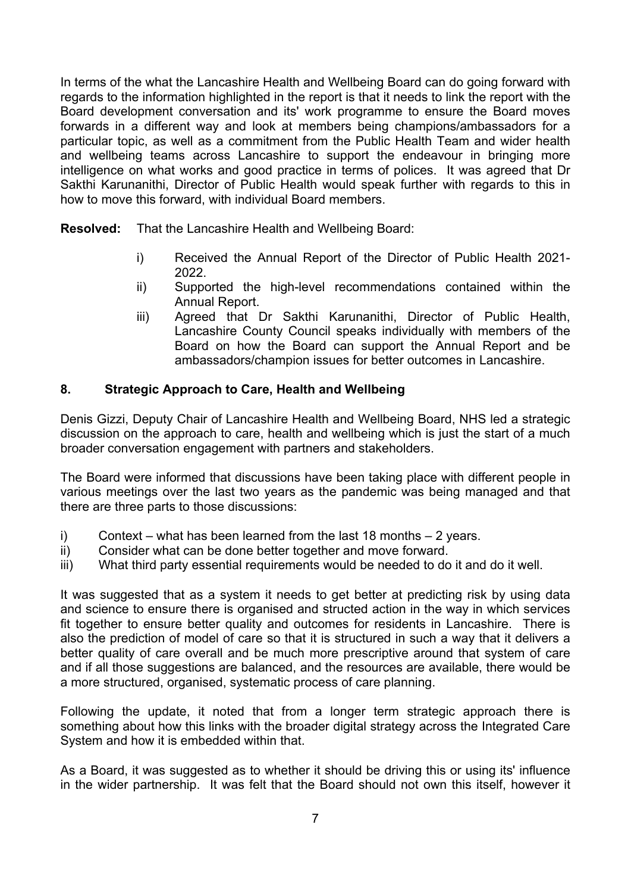In terms of the what the Lancashire Health and Wellbeing Board can do going forward with regards to the information highlighted in the report is that it needs to link the report with the Board development conversation and its' work programme to ensure the Board moves forwards in a different way and look at members being champions/ambassadors for a particular topic, as well as a commitment from the Public Health Team and wider health and wellbeing teams across Lancashire to support the endeavour in bringing more intelligence on what works and good practice in terms of polices. It was agreed that Dr Sakthi Karunanithi, Director of Public Health would speak further with regards to this in how to move this forward, with individual Board members.

**Resolved:** That the Lancashire Health and Wellbeing Board:

i) Received the Annual Report of the Director of Public Health 2021-2022.
ii) Supported the high-level recommendations contained within the Annual Report.
iii) Agreed that Dr Sakthi Karunanithi, Director of Public Health, Lancashire County Council speaks individually with members of the Board on how the Board can support the Annual Report and be ambassadors/champion issues for better outcomes in Lancashire.

## 8. Strategic Approach to Care, Health and Wellbeing

Denis Gizzi, Deputy Chair of Lancashire Health and Wellbeing Board, NHS led a strategic discussion on the approach to care, health and wellbeing which is just the start of a much broader conversation engagement with partners and stakeholders.

The Board were informed that discussions have been taking place with different people in various meetings over the last two years as the pandemic was being managed and that there are three parts to those discussions:

i) Context – what has been learned from the last 18 months – 2 years.
ii) Consider what can be done better together and move forward.
iii) What third party essential requirements would be needed to do it and do it well.

It was suggested that as a system it needs to get better at predicting risk by using data and science to ensure there is organised and structed action in the way in which services fit together to ensure better quality and outcomes for residents in Lancashire. There is also the prediction of model of care so that it is structured in such a way that it delivers a better quality of care overall and be much more prescriptive around that system of care and if all those suggestions are balanced, and the resources are available, there would be a more structured, organised, systematic process of care planning.

Following the update, it noted that from a longer term strategic approach there is something about how this links with the broader digital strategy across the Integrated Care System and how it is embedded within that.

As a Board, it was suggested as to whether it should be driving this or using its' influence in the wider partnership. It was felt that the Board should not own this itself, however it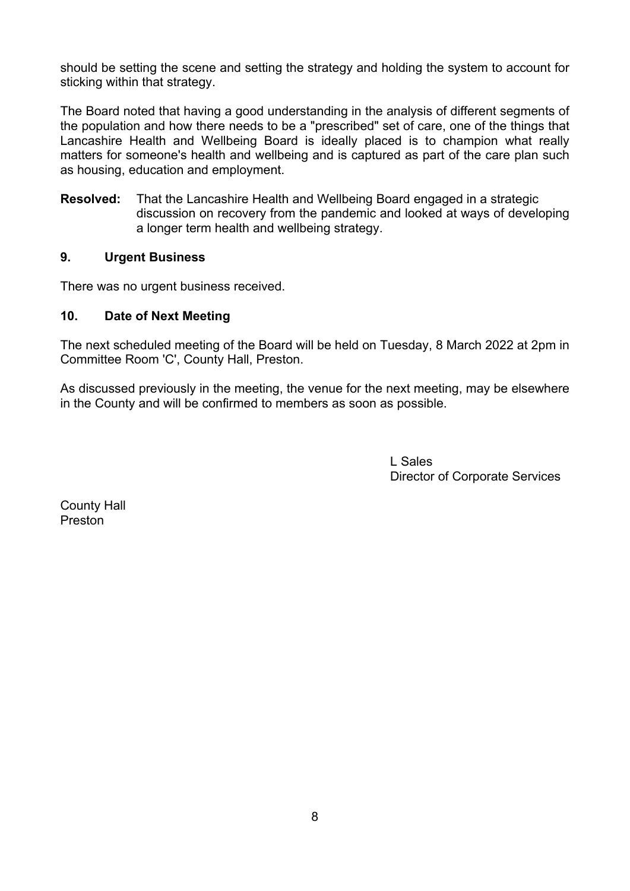should be setting the scene and setting the strategy and holding the system to account for sticking within that strategy.

The Board noted that having a good understanding in the analysis of different segments of the population and how there needs to be a "prescribed" set of care, one of the things that Lancashire Health and Wellbeing Board is ideally placed is to champion what really matters for someone's health and wellbeing and is captured as part of the care plan such as housing, education and employment.

**Resolved:** That the Lancashire Health and Wellbeing Board engaged in a strategic discussion on recovery from the pandemic and looked at ways of developing a longer term health and wellbeing strategy.

## 9. Urgent Business

There was no urgent business received.

## 10. Date of Next Meeting

The next scheduled meeting of the Board will be held on Tuesday, 8 March 2022 at 2pm in Committee Room 'C', County Hall, Preston.

As discussed previously in the meeting, the venue for the next meeting, may be elsewhere in the County and will be confirmed to members as soon as possible.

L Sales
Director of Corporate Services

County Hall
Preston